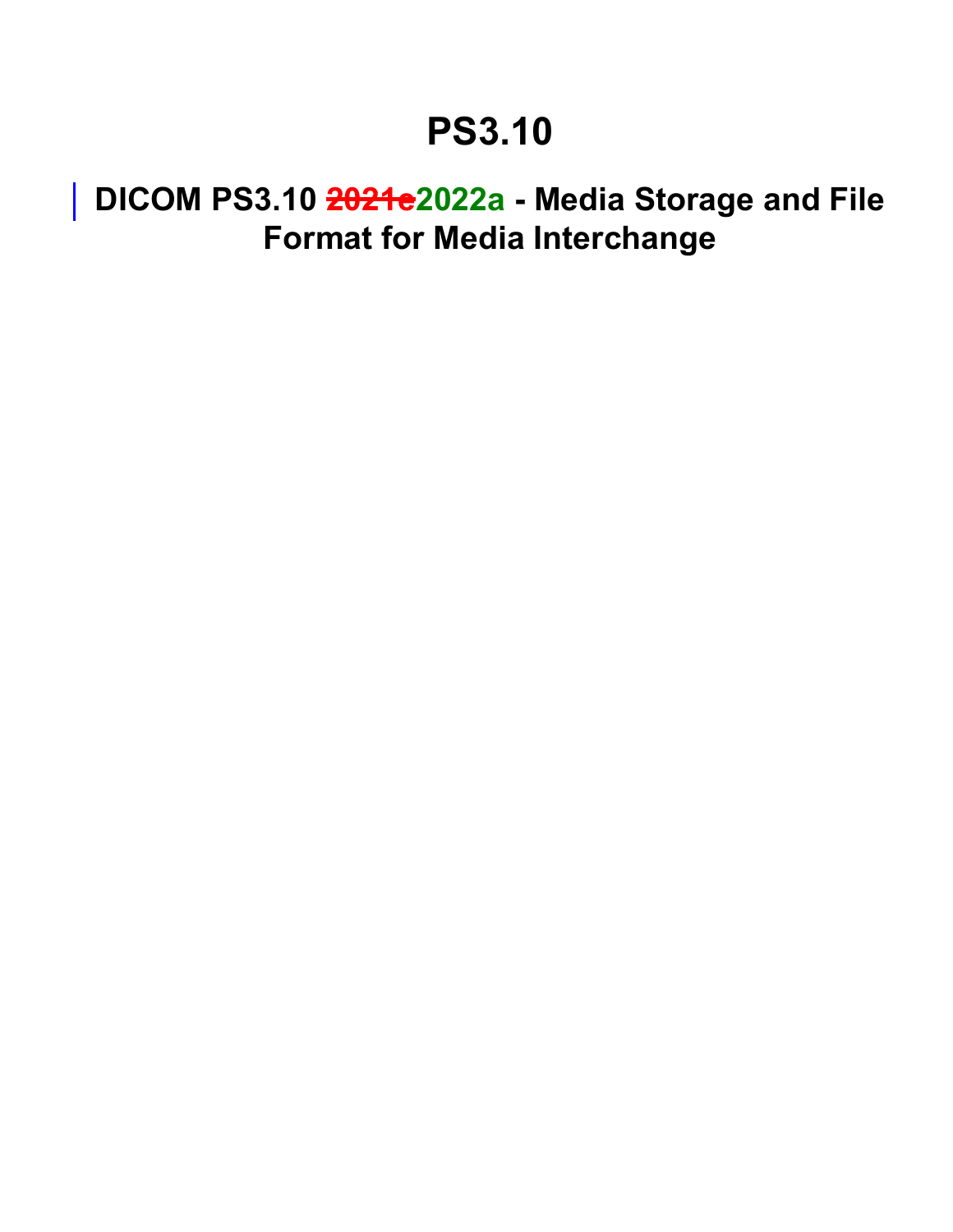# PS3.10

## DICOM PS3.10 ~~2021e~~2022a - Media Storage and File Format for Media Interchange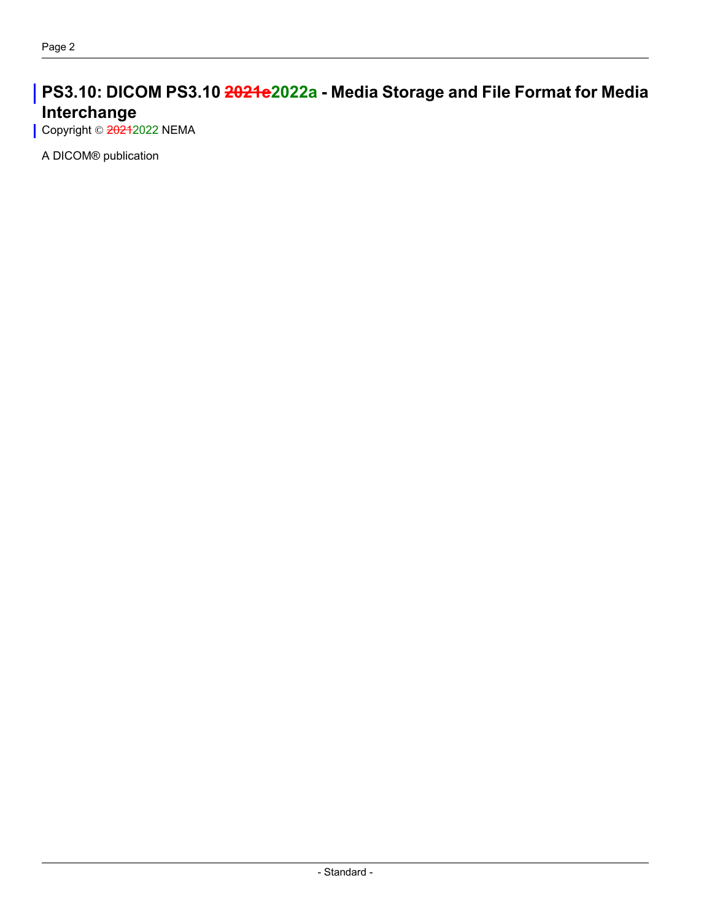# PS3.10: DICOM PS3.10 ~~2021e~~2022a - Media Storage and File Format for Media Interchange

Copyright © ~~2021~~2022 NEMA

A DICOM® publication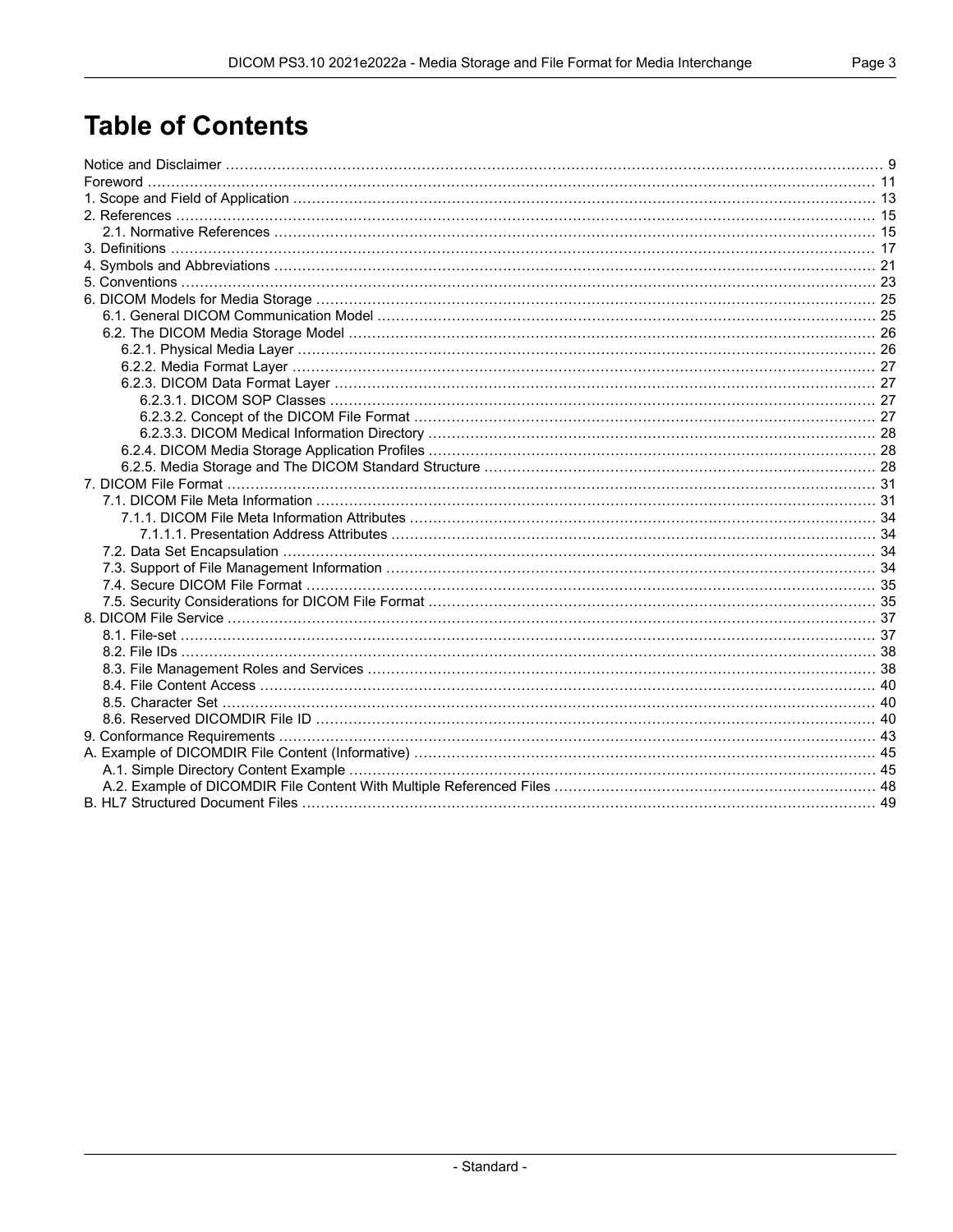# Table of Contents

Notice and Disclaimer ........ 9
Foreword ........ 11
1. Scope and Field of Application ........ 13
2. References ........ 15
  2.1. Normative References ........ 15
3. Definitions ........ 17
4. Symbols and Abbreviations ........ 21
5. Conventions ........ 23
6. DICOM Models for Media Storage ........ 25
  6.1. General DICOM Communication Model ........ 25
  6.2. The DICOM Media Storage Model ........ 26
    6.2.1. Physical Media Layer ........ 26
    6.2.2. Media Format Layer ........ 27
    6.2.3. DICOM Data Format Layer ........ 27
      6.2.3.1. DICOM SOP Classes ........ 27
      6.2.3.2. Concept of the DICOM File Format ........ 27
      6.2.3.3. DICOM Medical Information Directory ........ 28
    6.2.4. DICOM Media Storage Application Profiles ........ 28
    6.2.5. Media Storage and The DICOM Standard Structure ........ 28
7. DICOM File Format ........ 31
  7.1. DICOM File Meta Information ........ 31
    7.1.1. DICOM File Meta Information Attributes ........ 34
      7.1.1.1. Presentation Address Attributes ........ 34
  7.2. Data Set Encapsulation ........ 34
  7.3. Support of File Management Information ........ 34
  7.4. Secure DICOM File Format ........ 35
  7.5. Security Considerations for DICOM File Format ........ 35
8. DICOM File Service ........ 37
  8.1. File-set ........ 37
  8.2. File IDs ........ 38
  8.3. File Management Roles and Services ........ 38
  8.4. File Content Access ........ 40
  8.5. Character Set ........ 40
  8.6. Reserved DICOMDIR File ID ........ 40
9. Conformance Requirements ........ 43
A. Example of DICOMDIR File Content (Informative) ........ 45
  A.1. Simple Directory Content Example ........ 45
  A.2. Example of DICOMDIR File Content With Multiple Referenced Files ........ 48
B. HL7 Structured Document Files ........ 49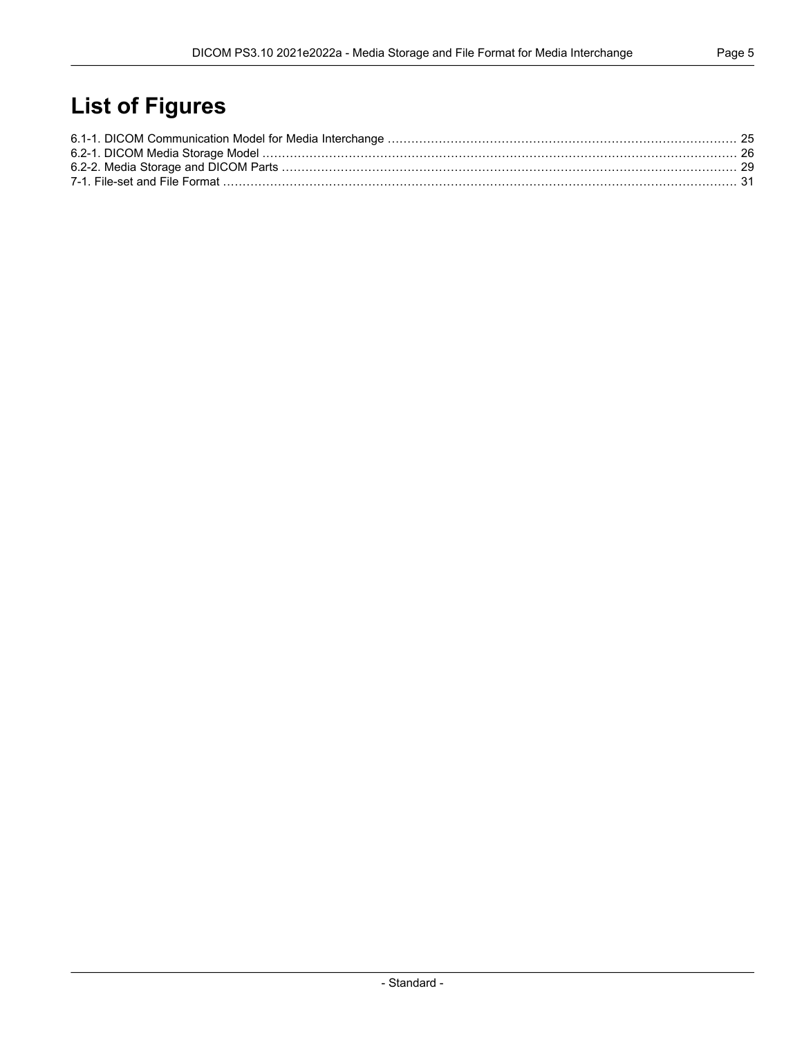# List of Figures

6.1-1. DICOM Communication Model for Media Interchange ........ 25
6.2-1. DICOM Media Storage Model ........ 26
6.2-2. Media Storage and DICOM Parts ........ 29
7-1. File-set and File Format ........ 31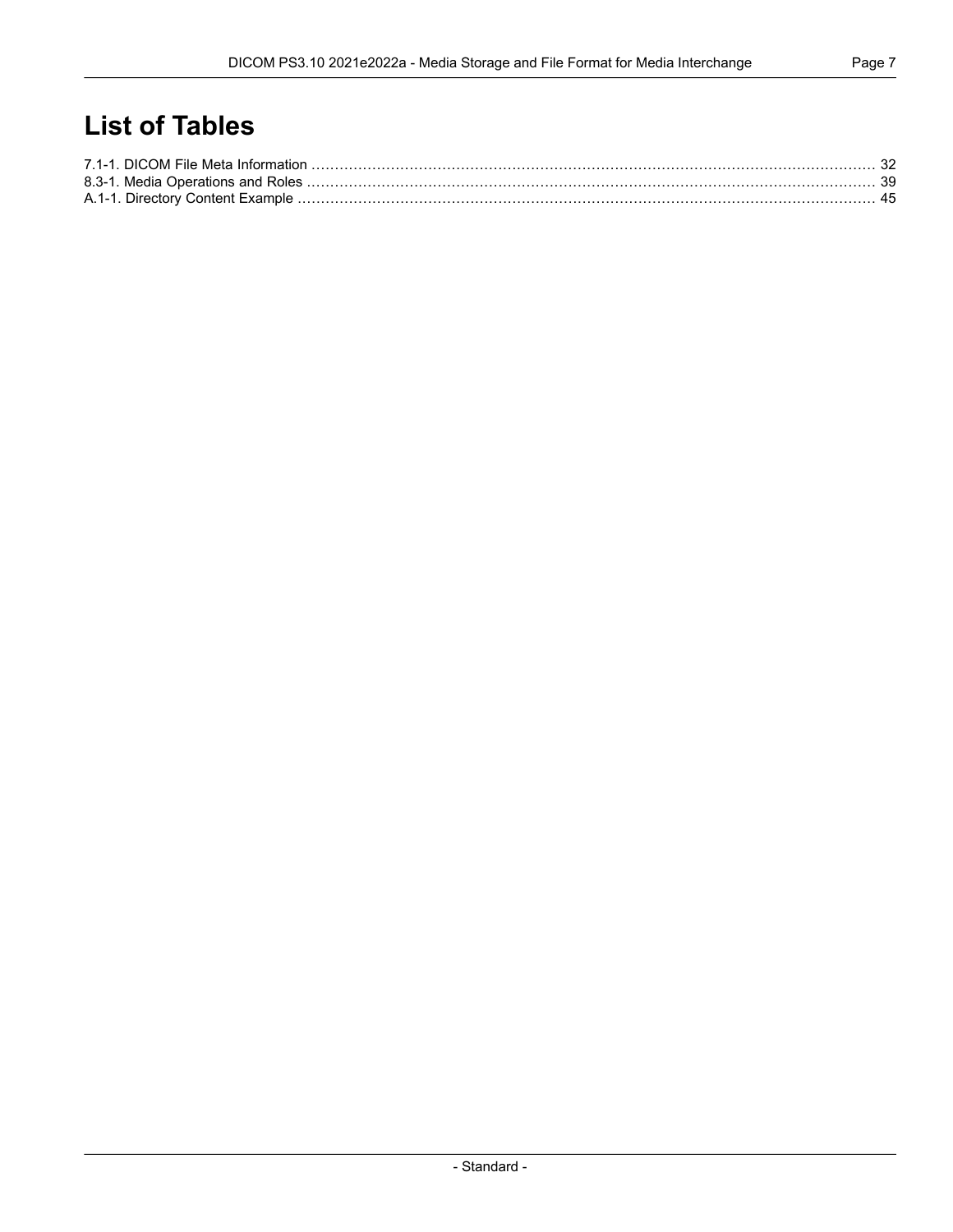# List of Tables

7.1-1. DICOM File Meta Information ........................................................................................................................ 32
8.3-1. Media Operations and Roles ........................................................................................................................ 39
A.1-1. Directory Content Example ........................................................................................................................ 45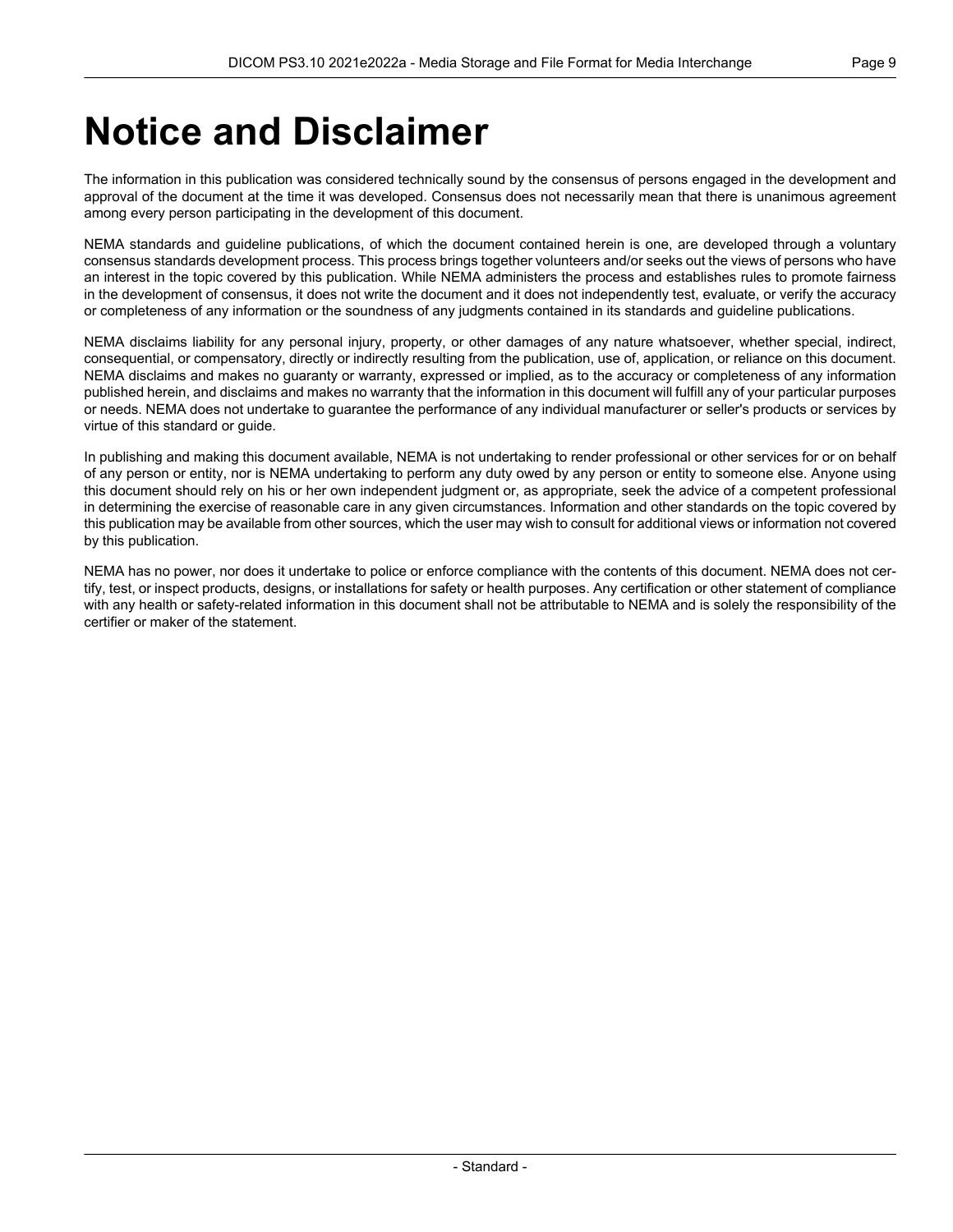# Notice and Disclaimer

The information in this publication was considered technically sound by the consensus of persons engaged in the development and approval of the document at the time it was developed. Consensus does not necessarily mean that there is unanimous agreement among every person participating in the development of this document.

NEMA standards and guideline publications, of which the document contained herein is one, are developed through a voluntary consensus standards development process. This process brings together volunteers and/or seeks out the views of persons who have an interest in the topic covered by this publication. While NEMA administers the process and establishes rules to promote fairness in the development of consensus, it does not write the document and it does not independently test, evaluate, or verify the accuracy or completeness of any information or the soundness of any judgments contained in its standards and guideline publications.

NEMA disclaims liability for any personal injury, property, or other damages of any nature whatsoever, whether special, indirect, consequential, or compensatory, directly or indirectly resulting from the publication, use of, application, or reliance on this document. NEMA disclaims and makes no guaranty or warranty, expressed or implied, as to the accuracy or completeness of any information published herein, and disclaims and makes no warranty that the information in this document will fulfill any of your particular purposes or needs. NEMA does not undertake to guarantee the performance of any individual manufacturer or seller's products or services by virtue of this standard or guide.

In publishing and making this document available, NEMA is not undertaking to render professional or other services for or on behalf of any person or entity, nor is NEMA undertaking to perform any duty owed by any person or entity to someone else. Anyone using this document should rely on his or her own independent judgment or, as appropriate, seek the advice of a competent professional in determining the exercise of reasonable care in any given circumstances. Information and other standards on the topic covered by this publication may be available from other sources, which the user may wish to consult for additional views or information not covered by this publication.

NEMA has no power, nor does it undertake to police or enforce compliance with the contents of this document. NEMA does not certify, test, or inspect products, designs, or installations for safety or health purposes. Any certification or other statement of compliance with any health or safety-related information in this document shall not be attributable to NEMA and is solely the responsibility of the certifier or maker of the statement.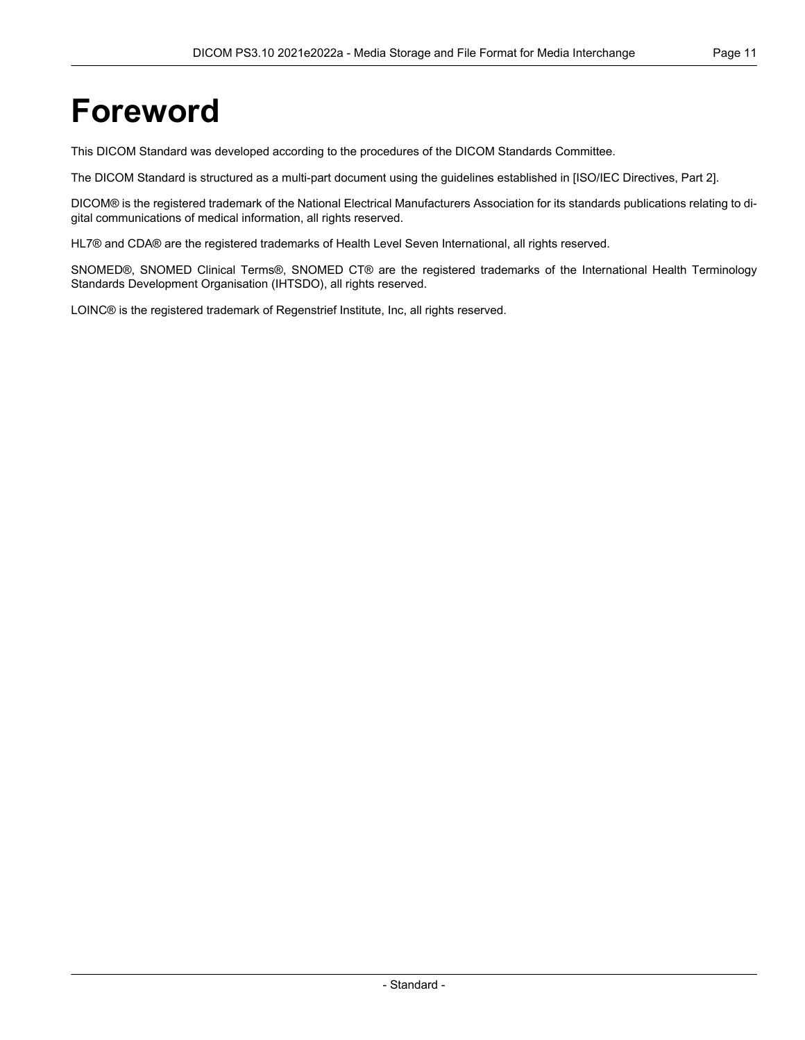# Foreword

This DICOM Standard was developed according to the procedures of the DICOM Standards Committee.

The DICOM Standard is structured as a multi-part document using the guidelines established in [ISO/IEC Directives, Part 2].

DICOM® is the registered trademark of the National Electrical Manufacturers Association for its standards publications relating to digital communications of medical information, all rights reserved.

HL7® and CDA® are the registered trademarks of Health Level Seven International, all rights reserved.

SNOMED®, SNOMED Clinical Terms®, SNOMED CT® are the registered trademarks of the International Health Terminology Standards Development Organisation (IHTSDO), all rights reserved.

LOINC® is the registered trademark of Regenstrief Institute, Inc, all rights reserved.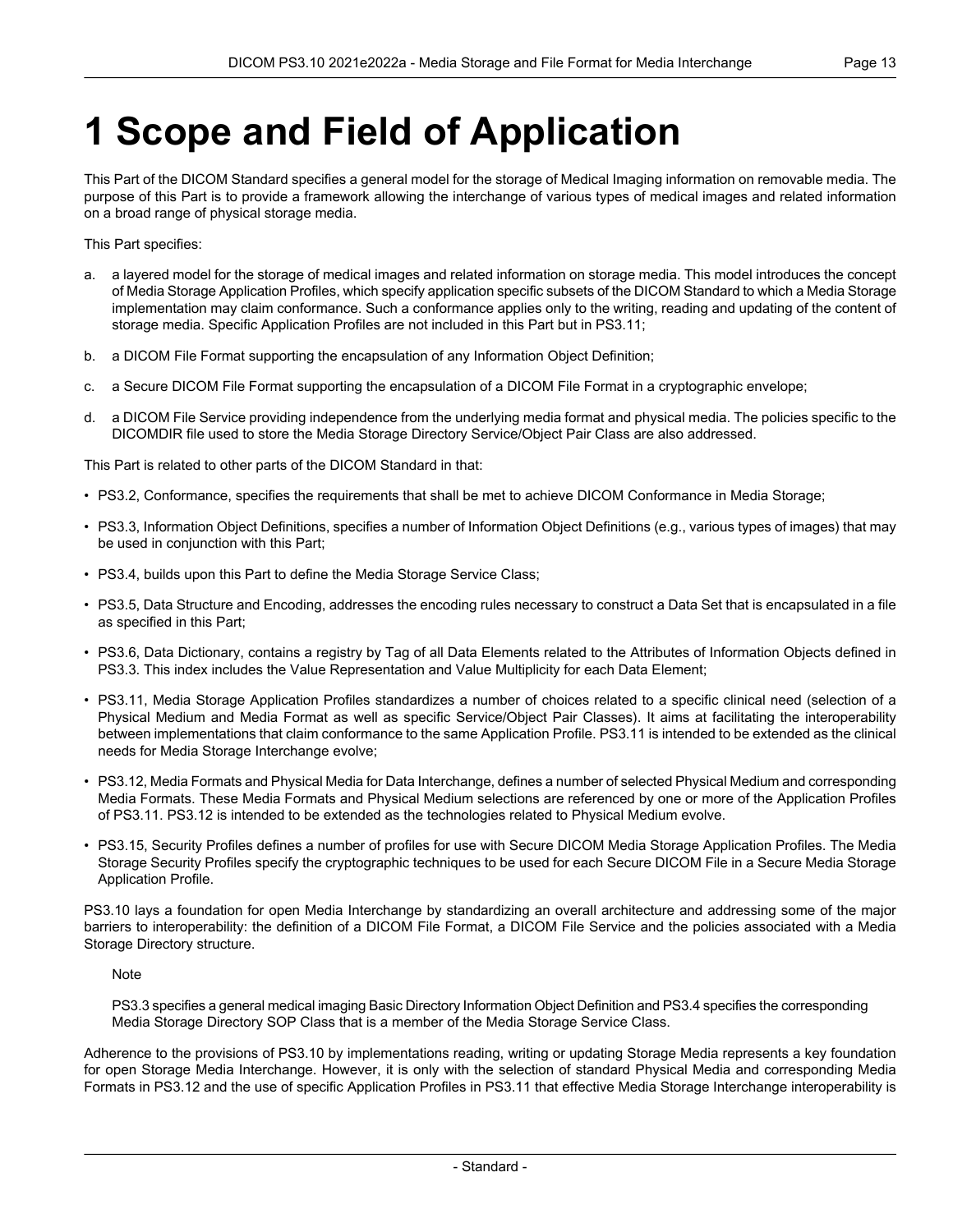# 1 Scope and Field of Application

This Part of the DICOM Standard specifies a general model for the storage of Medical Imaging information on removable media. The purpose of this Part is to provide a framework allowing the interchange of various types of medical images and related information on a broad range of physical storage media.

This Part specifies:

a. a layered model for the storage of medical images and related information on storage media. This model introduces the concept of Media Storage Application Profiles, which specify application specific subsets of the DICOM Standard to which a Media Storage implementation may claim conformance. Such a conformance applies only to the writing, reading and updating of the content of storage media. Specific Application Profiles are not included in this Part but in PS3.11;

b. a DICOM File Format supporting the encapsulation of any Information Object Definition;

c. a Secure DICOM File Format supporting the encapsulation of a DICOM File Format in a cryptographic envelope;

d. a DICOM File Service providing independence from the underlying media format and physical media. The policies specific to the DICOMDIR file used to store the Media Storage Directory Service/Object Pair Class are also addressed.

This Part is related to other parts of the DICOM Standard in that:

- PS3.2, Conformance, specifies the requirements that shall be met to achieve DICOM Conformance in Media Storage;
- PS3.3, Information Object Definitions, specifies a number of Information Object Definitions (e.g., various types of images) that may be used in conjunction with this Part;
- PS3.4, builds upon this Part to define the Media Storage Service Class;
- PS3.5, Data Structure and Encoding, addresses the encoding rules necessary to construct a Data Set that is encapsulated in a file as specified in this Part;
- PS3.6, Data Dictionary, contains a registry by Tag of all Data Elements related to the Attributes of Information Objects defined in PS3.3. This index includes the Value Representation and Value Multiplicity for each Data Element;
- PS3.11, Media Storage Application Profiles standardizes a number of choices related to a specific clinical need (selection of a Physical Medium and Media Format as well as specific Service/Object Pair Classes). It aims at facilitating the interoperability between implementations that claim conformance to the same Application Profile. PS3.11 is intended to be extended as the clinical needs for Media Storage Interchange evolve;
- PS3.12, Media Formats and Physical Media for Data Interchange, defines a number of selected Physical Medium and corresponding Media Formats. These Media Formats and Physical Medium selections are referenced by one or more of the Application Profiles of PS3.11. PS3.12 is intended to be extended as the technologies related to Physical Medium evolve.
- PS3.15, Security Profiles defines a number of profiles for use with Secure DICOM Media Storage Application Profiles. The Media Storage Security Profiles specify the cryptographic techniques to be used for each Secure DICOM File in a Secure Media Storage Application Profile.

PS3.10 lays a foundation for open Media Interchange by standardizing an overall architecture and addressing some of the major barriers to interoperability: the definition of a DICOM File Format, a DICOM File Service and the policies associated with a Media Storage Directory structure.

Note

PS3.3 specifies a general medical imaging Basic Directory Information Object Definition and PS3.4 specifies the corresponding Media Storage Directory SOP Class that is a member of the Media Storage Service Class.

Adherence to the provisions of PS3.10 by implementations reading, writing or updating Storage Media represents a key foundation for open Storage Media Interchange. However, it is only with the selection of standard Physical Media and corresponding Media Formats in PS3.12 and the use of specific Application Profiles in PS3.11 that effective Media Storage Interchange interoperability is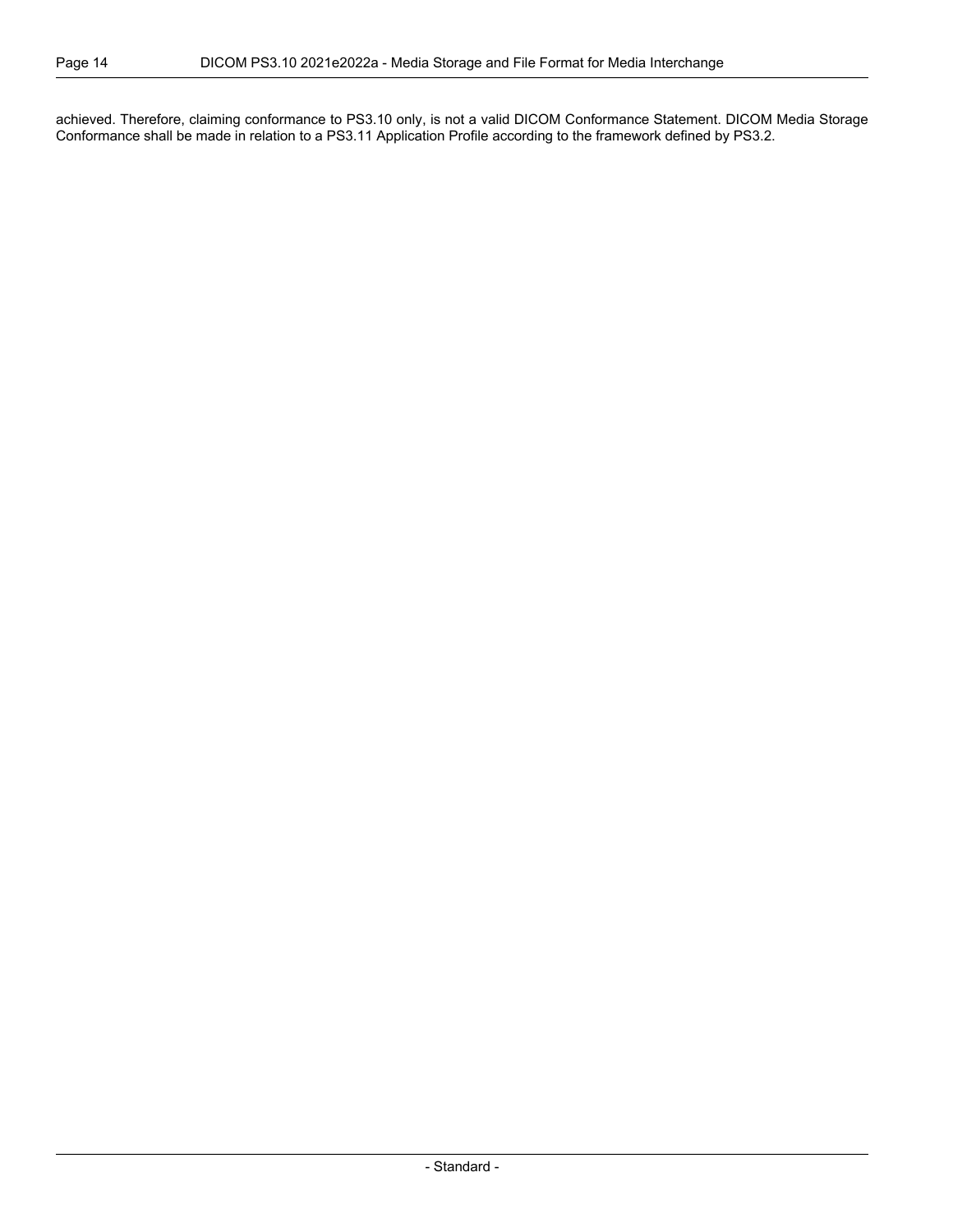achieved. Therefore, claiming conformance to PS3.10 only, is not a valid DICOM Conformance Statement. DICOM Media Storage Conformance shall be made in relation to a PS3.11 Application Profile according to the framework defined by PS3.2.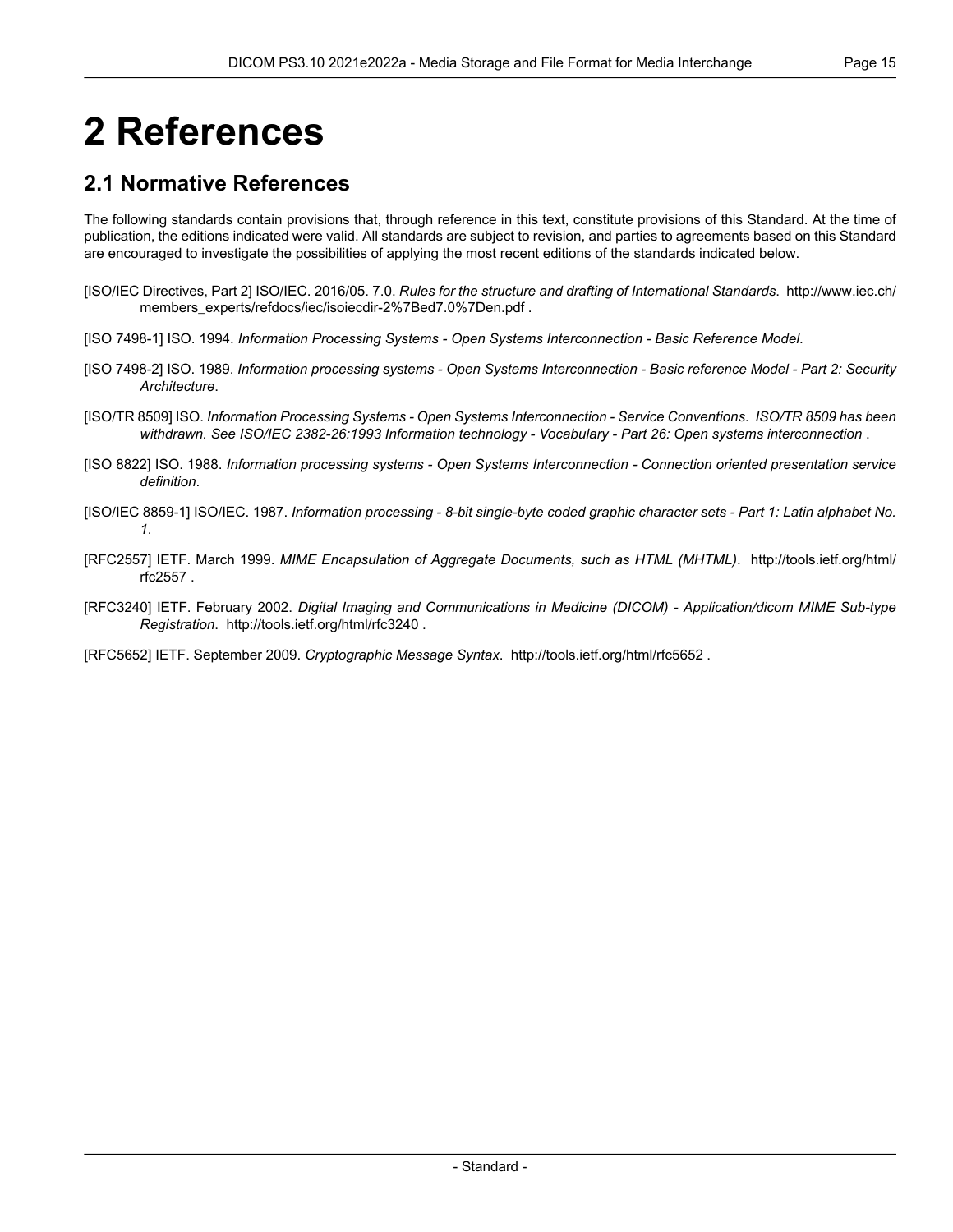# 2 References

## 2.1 Normative References

The following standards contain provisions that, through reference in this text, constitute provisions of this Standard. At the time of publication, the editions indicated were valid. All standards are subject to revision, and parties to agreements based on this Standard are encouraged to investigate the possibilities of applying the most recent editions of the standards indicated below.

[ISO/IEC Directives, Part 2] ISO/IEC. 2016/05. 7.0. *Rules for the structure and drafting of International Standards*. http://www.iec.ch/members_experts/refdocs/iec/isoiecdir-2%7Bed7.0%7Den.pdf .

[ISO 7498-1] ISO. 1994. *Information Processing Systems - Open Systems Interconnection - Basic Reference Model*.

[ISO 7498-2] ISO. 1989. *Information processing systems - Open Systems Interconnection - Basic reference Model - Part 2: Security Architecture*.

[ISO/TR 8509] ISO. *Information Processing Systems - Open Systems Interconnection - Service Conventions*. *ISO/TR 8509 has been withdrawn. See ISO/IEC 2382-26:1993 Information technology - Vocabulary - Part 26: Open systems interconnection* .

[ISO 8822] ISO. 1988. *Information processing systems - Open Systems Interconnection - Connection oriented presentation service definition*.

[ISO/IEC 8859-1] ISO/IEC. 1987. *Information processing - 8-bit single-byte coded graphic character sets - Part 1: Latin alphabet No. 1*.

[RFC2557] IETF. March 1999. *MIME Encapsulation of Aggregate Documents, such as HTML (MHTML)*. http://tools.ietf.org/html/rfc2557 .

[RFC3240] IETF. February 2002. *Digital Imaging and Communications in Medicine (DICOM) - Application/dicom MIME Sub-type Registration*. http://tools.ietf.org/html/rfc3240 .

[RFC5652] IETF. September 2009. *Cryptographic Message Syntax*. http://tools.ietf.org/html/rfc5652 .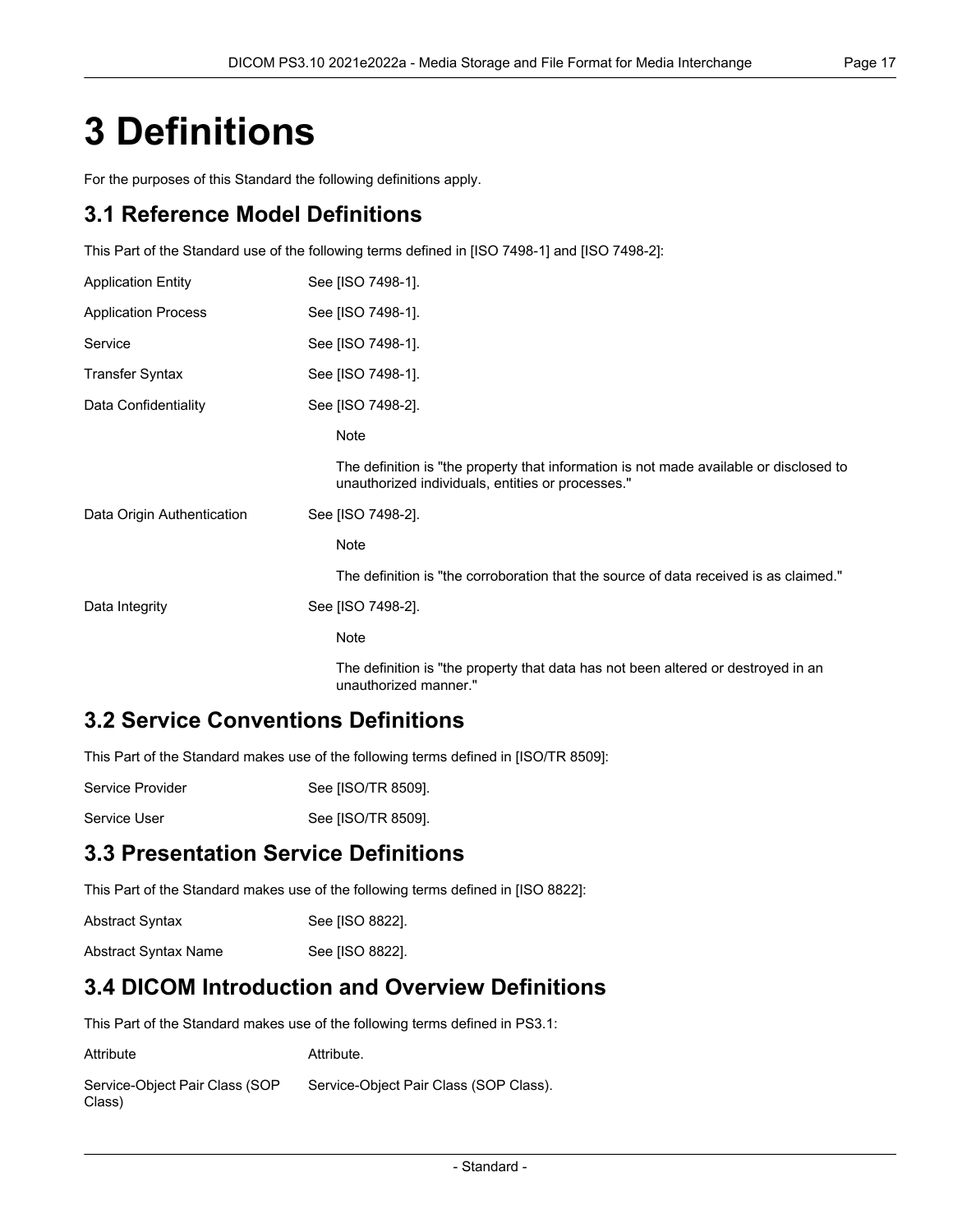# 3 Definitions

For the purposes of this Standard the following definitions apply.

## 3.1 Reference Model Definitions

This Part of the Standard use of the following terms defined in [ISO 7498-1] and [ISO 7498-2]:

Application Entity — See [ISO 7498-1].

Application Process — See [ISO 7498-1].

Service — See [ISO 7498-1].

Transfer Syntax — See [ISO 7498-1].

Data Confidentiality — See [ISO 7498-2].

> Note
>
> The definition is "the property that information is not made available or disclosed to unauthorized individuals, entities or processes."

Data Origin Authentication — See [ISO 7498-2].

> Note
>
> The definition is "the corroboration that the source of data received is as claimed."

Data Integrity — See [ISO 7498-2].

> Note
>
> The definition is "the property that data has not been altered or destroyed in an unauthorized manner."

## 3.2 Service Conventions Definitions

This Part of the Standard makes use of the following terms defined in [ISO/TR 8509]:

Service Provider — See [ISO/TR 8509].

Service User — See [ISO/TR 8509].

## 3.3 Presentation Service Definitions

This Part of the Standard makes use of the following terms defined in [ISO 8822]:

Abstract Syntax — See [ISO 8822].

Abstract Syntax Name — See [ISO 8822].

## 3.4 DICOM Introduction and Overview Definitions

This Part of the Standard makes use of the following terms defined in PS3.1:

Attribute — Attribute.

Service-Object Pair Class (SOP Class) — Service-Object Pair Class (SOP Class).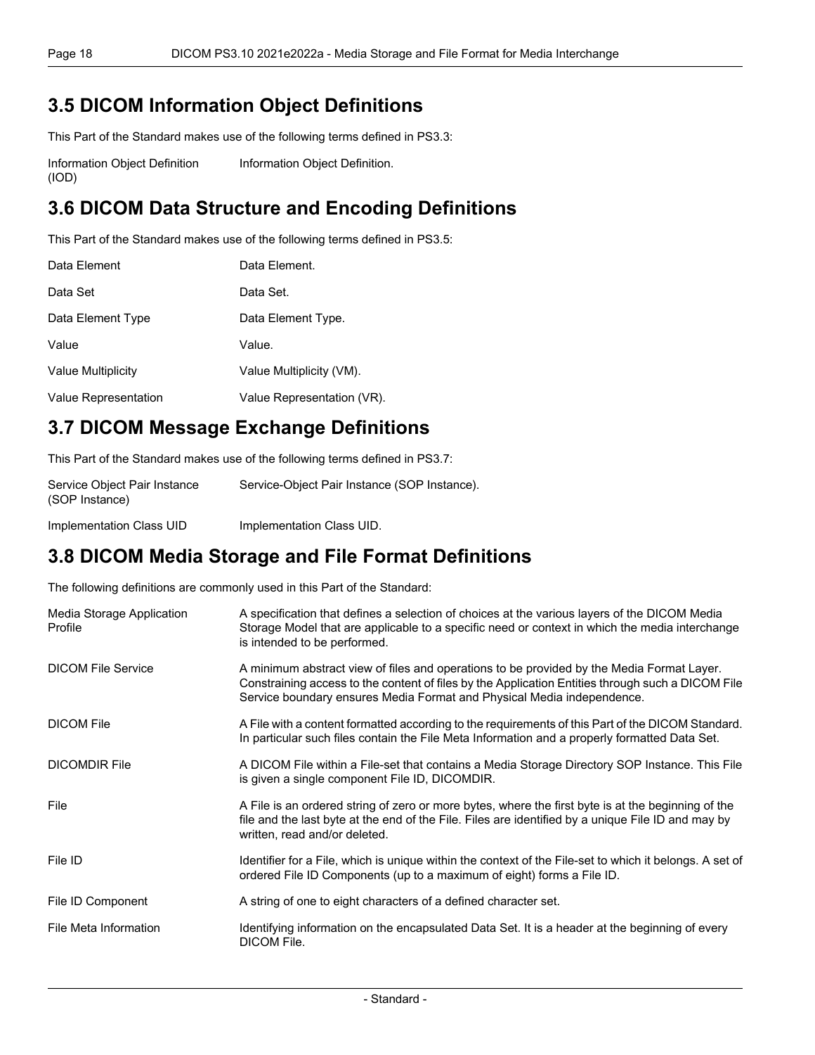## 3.5 DICOM Information Object Definitions

This Part of the Standard makes use of the following terms defined in PS3.3:

Information Object Definition (IOD)
: Information Object Definition.

## 3.6 DICOM Data Structure and Encoding Definitions

This Part of the Standard makes use of the following terms defined in PS3.5:

Data Element
: Data Element.

Data Set
: Data Set.

Data Element Type
: Data Element Type.

Value
: Value.

Value Multiplicity
: Value Multiplicity (VM).

Value Representation
: Value Representation (VR).

## 3.7 DICOM Message Exchange Definitions

This Part of the Standard makes use of the following terms defined in PS3.7:

Service Object Pair Instance (SOP Instance)
: Service-Object Pair Instance (SOP Instance).

Implementation Class UID
: Implementation Class UID.

## 3.8 DICOM Media Storage and File Format Definitions

The following definitions are commonly used in this Part of the Standard:

Media Storage Application Profile
: A specification that defines a selection of choices at the various layers of the DICOM Media Storage Model that are applicable to a specific need or context in which the media interchange is intended to be performed.

DICOM File Service
: A minimum abstract view of files and operations to be provided by the Media Format Layer. Constraining access to the content of files by the Application Entities through such a DICOM File Service boundary ensures Media Format and Physical Media independence.

DICOM File
: A File with a content formatted according to the requirements of this Part of the DICOM Standard. In particular such files contain the File Meta Information and a properly formatted Data Set.

DICOMDIR File
: A DICOM File within a File-set that contains a Media Storage Directory SOP Instance. This File is given a single component File ID, DICOMDIR.

File
: A File is an ordered string of zero or more bytes, where the first byte is at the beginning of the file and the last byte at the end of the File. Files are identified by a unique File ID and may by written, read and/or deleted.

File ID
: Identifier for a File, which is unique within the context of the File-set to which it belongs. A set of ordered File ID Components (up to a maximum of eight) forms a File ID.

File ID Component
: A string of one to eight characters of a defined character set.

File Meta Information
: Identifying information on the encapsulated Data Set. It is a header at the beginning of every DICOM File.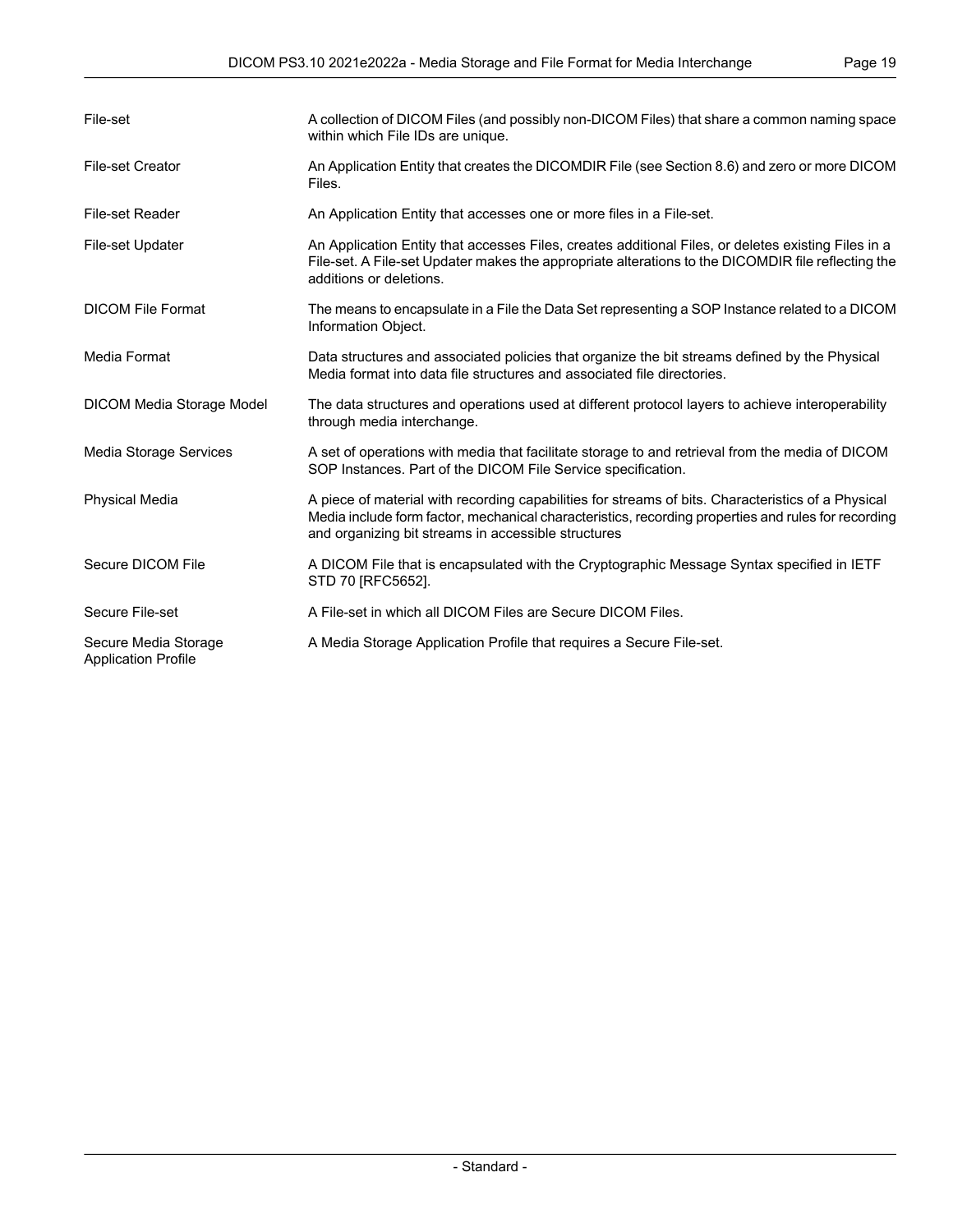| | |
|---|---|
| File-set | A collection of DICOM Files (and possibly non-DICOM Files) that share a common naming space within which File IDs are unique. |
| File-set Creator | An Application Entity that creates the DICOMDIR File (see Section 8.6) and zero or more DICOM Files. |
| File-set Reader | An Application Entity that accesses one or more files in a File-set. |
| File-set Updater | An Application Entity that accesses Files, creates additional Files, or deletes existing Files in a File-set. A File-set Updater makes the appropriate alterations to the DICOMDIR file reflecting the additions or deletions. |
| DICOM File Format | The means to encapsulate in a File the Data Set representing a SOP Instance related to a DICOM Information Object. |
| Media Format | Data structures and associated policies that organize the bit streams defined by the Physical Media format into data file structures and associated file directories. |
| DICOM Media Storage Model | The data structures and operations used at different protocol layers to achieve interoperability through media interchange. |
| Media Storage Services | A set of operations with media that facilitate storage to and retrieval from the media of DICOM SOP Instances. Part of the DICOM File Service specification. |
| Physical Media | A piece of material with recording capabilities for streams of bits. Characteristics of a Physical Media include form factor, mechanical characteristics, recording properties and rules for recording and organizing bit streams in accessible structures |
| Secure DICOM File | A DICOM File that is encapsulated with the Cryptographic Message Syntax specified in IETF STD 70 [RFC5652]. |
| Secure File-set | A File-set in which all DICOM Files are Secure DICOM Files. |
| Secure Media Storage Application Profile | A Media Storage Application Profile that requires a Secure File-set. |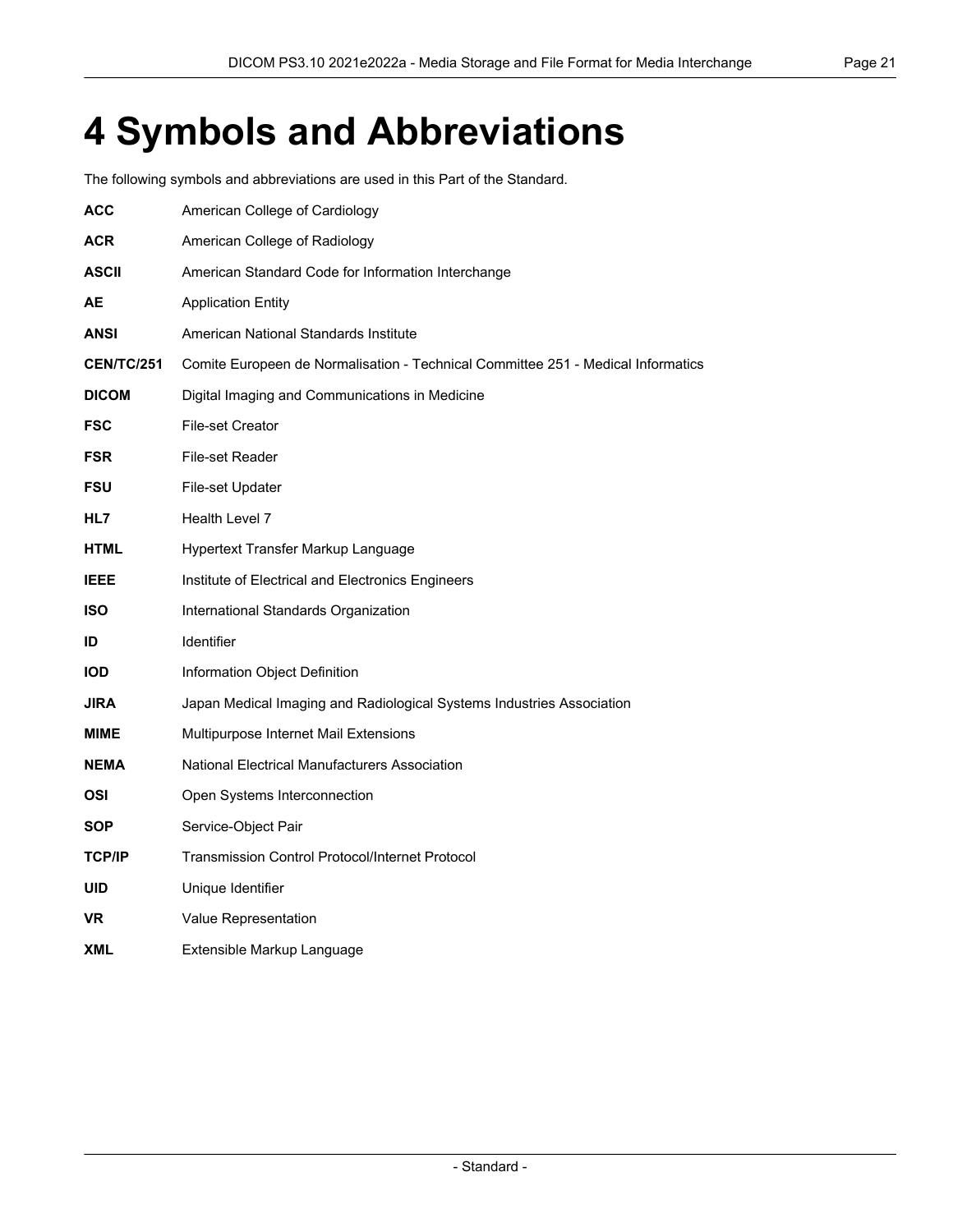# 4 Symbols and Abbreviations

The following symbols and abbreviations are used in this Part of the Standard.

**ACC** American College of Cardiology

**ACR** American College of Radiology

**ASCII** American Standard Code for Information Interchange

**AE** Application Entity

**ANSI** American National Standards Institute

**CEN/TC/251** Comite Europeen de Normalisation - Technical Committee 251 - Medical Informatics

**DICOM** Digital Imaging and Communications in Medicine

**FSC** File-set Creator

**FSR** File-set Reader

**FSU** File-set Updater

**HL7** Health Level 7

**HTML** Hypertext Transfer Markup Language

**IEEE** Institute of Electrical and Electronics Engineers

**ISO** International Standards Organization

**ID** Identifier

**IOD** Information Object Definition

**JIRA** Japan Medical Imaging and Radiological Systems Industries Association

**MIME** Multipurpose Internet Mail Extensions

**NEMA** National Electrical Manufacturers Association

**OSI** Open Systems Interconnection

**SOP** Service-Object Pair

**TCP/IP** Transmission Control Protocol/Internet Protocol

**UID** Unique Identifier

**VR** Value Representation

**XML** Extensible Markup Language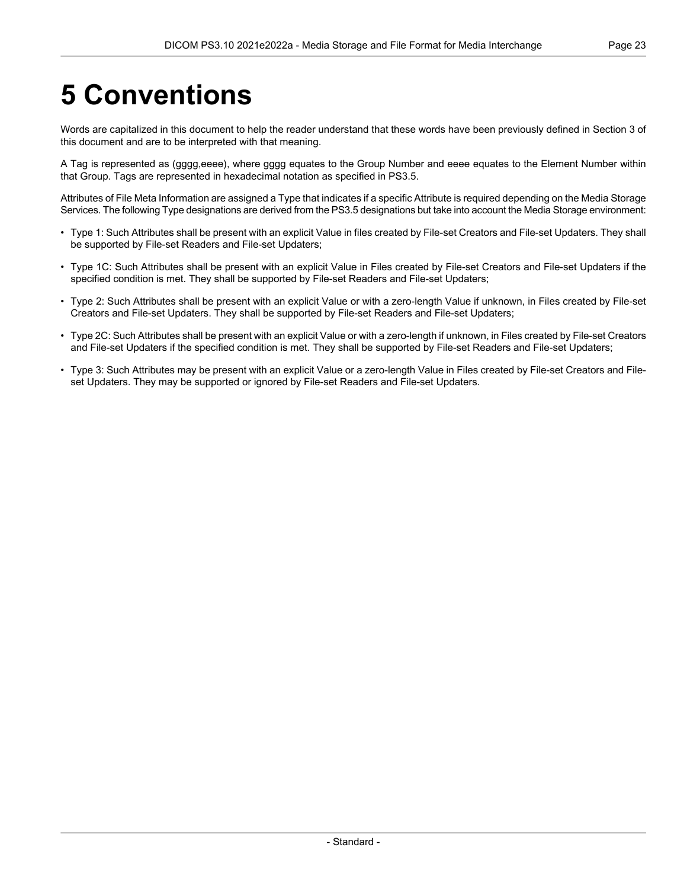# 5 Conventions

Words are capitalized in this document to help the reader understand that these words have been previously defined in Section 3 of this document and are to be interpreted with that meaning.

A Tag is represented as (gggg,eeee), where gggg equates to the Group Number and eeee equates to the Element Number within that Group. Tags are represented in hexadecimal notation as specified in PS3.5.

Attributes of File Meta Information are assigned a Type that indicates if a specific Attribute is required depending on the Media Storage Services. The following Type designations are derived from the PS3.5 designations but take into account the Media Storage environment:

- Type 1: Such Attributes shall be present with an explicit Value in files created by File-set Creators and File-set Updaters. They shall be supported by File-set Readers and File-set Updaters;
- Type 1C: Such Attributes shall be present with an explicit Value in Files created by File-set Creators and File-set Updaters if the specified condition is met. They shall be supported by File-set Readers and File-set Updaters;
- Type 2: Such Attributes shall be present with an explicit Value or with a zero-length Value if unknown, in Files created by File-set Creators and File-set Updaters. They shall be supported by File-set Readers and File-set Updaters;
- Type 2C: Such Attributes shall be present with an explicit Value or with a zero-length if unknown, in Files created by File-set Creators and File-set Updaters if the specified condition is met. They shall be supported by File-set Readers and File-set Updaters;
- Type 3: Such Attributes may be present with an explicit Value or a zero-length Value in Files created by File-set Creators and File-set Updaters. They may be supported or ignored by File-set Readers and File-set Updaters.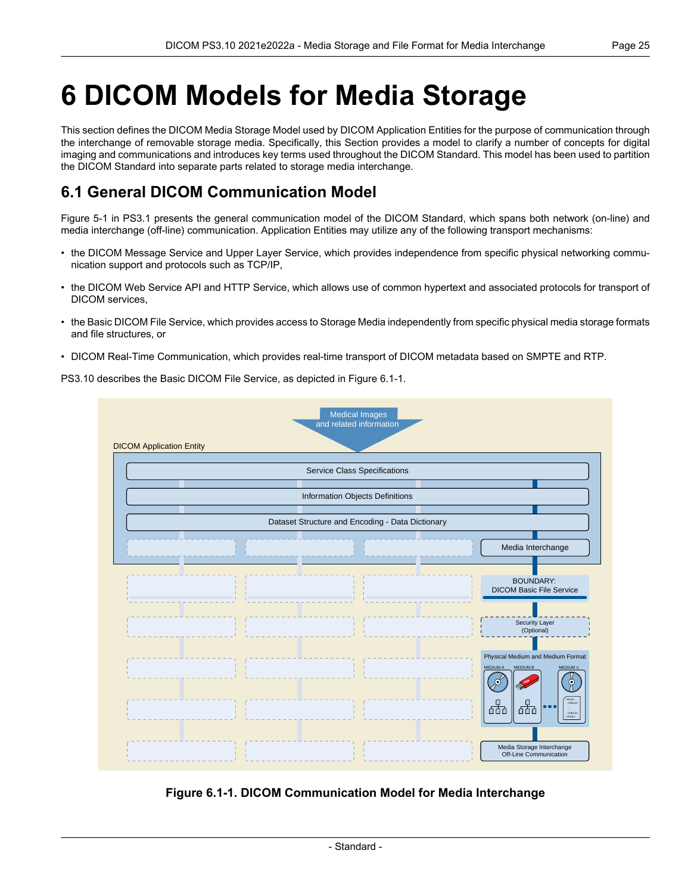# 6 DICOM Models for Media Storage

This section defines the DICOM Media Storage Model used by DICOM Application Entities for the purpose of communication through the interchange of removable storage media. Specifically, this Section provides a model to clarify a number of concepts for digital imaging and communications and introduces key terms used throughout the DICOM Standard. This model has been used to partition the DICOM Standard into separate parts related to storage media interchange.

## 6.1 General DICOM Communication Model

Figure 5-1 in PS3.1 presents the general communication model of the DICOM Standard, which spans both network (on-line) and media interchange (off-line) communication. Application Entities may utilize any of the following transport mechanisms:

- the DICOM Message Service and Upper Layer Service, which provides independence from specific physical networking communication support and protocols such as TCP/IP,
- the DICOM Web Service API and HTTP Service, which allows use of common hypertext and associated protocols for transport of DICOM services,
- the Basic DICOM File Service, which provides access to Storage Media independently from specific physical media storage formats and file structures, or
- DICOM Real-Time Communication, which provides real-time transport of DICOM metadata based on SMPTE and RTP.

PS3.10 describes the Basic DICOM File Service, as depicted in Figure 6.1-1.

**Figure 6.1-1. DICOM Communication Model for Media Interchange**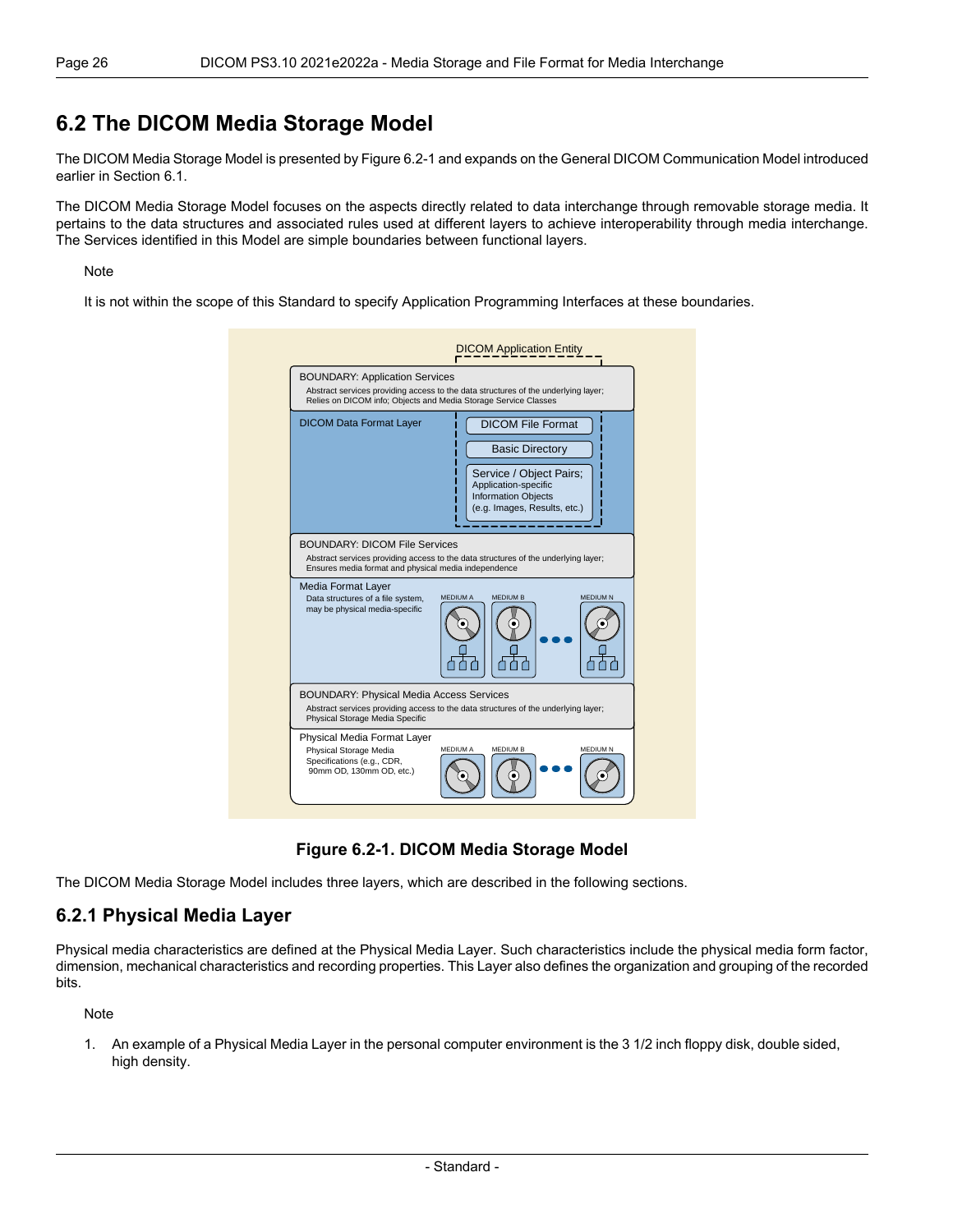## 6.2 The DICOM Media Storage Model

The DICOM Media Storage Model is presented by Figure 6.2-1 and expands on the General DICOM Communication Model introduced earlier in Section 6.1.

The DICOM Media Storage Model focuses on the aspects directly related to data interchange through removable storage media. It pertains to the data structures and associated rules used at different layers to achieve interoperability through media interchange. The Services identified in this Model are simple boundaries between functional layers.

Note

It is not within the scope of this Standard to specify Application Programming Interfaces at these boundaries.

**Figure 6.2-1. DICOM Media Storage Model**

The DICOM Media Storage Model includes three layers, which are described in the following sections.

### 6.2.1 Physical Media Layer

Physical media characteristics are defined at the Physical Media Layer. Such characteristics include the physical media form factor, dimension, mechanical characteristics and recording properties. This Layer also defines the organization and grouping of the recorded bits.

Note

1. An example of a Physical Media Layer in the personal computer environment is the 3 1/2 inch floppy disk, double sided, high density.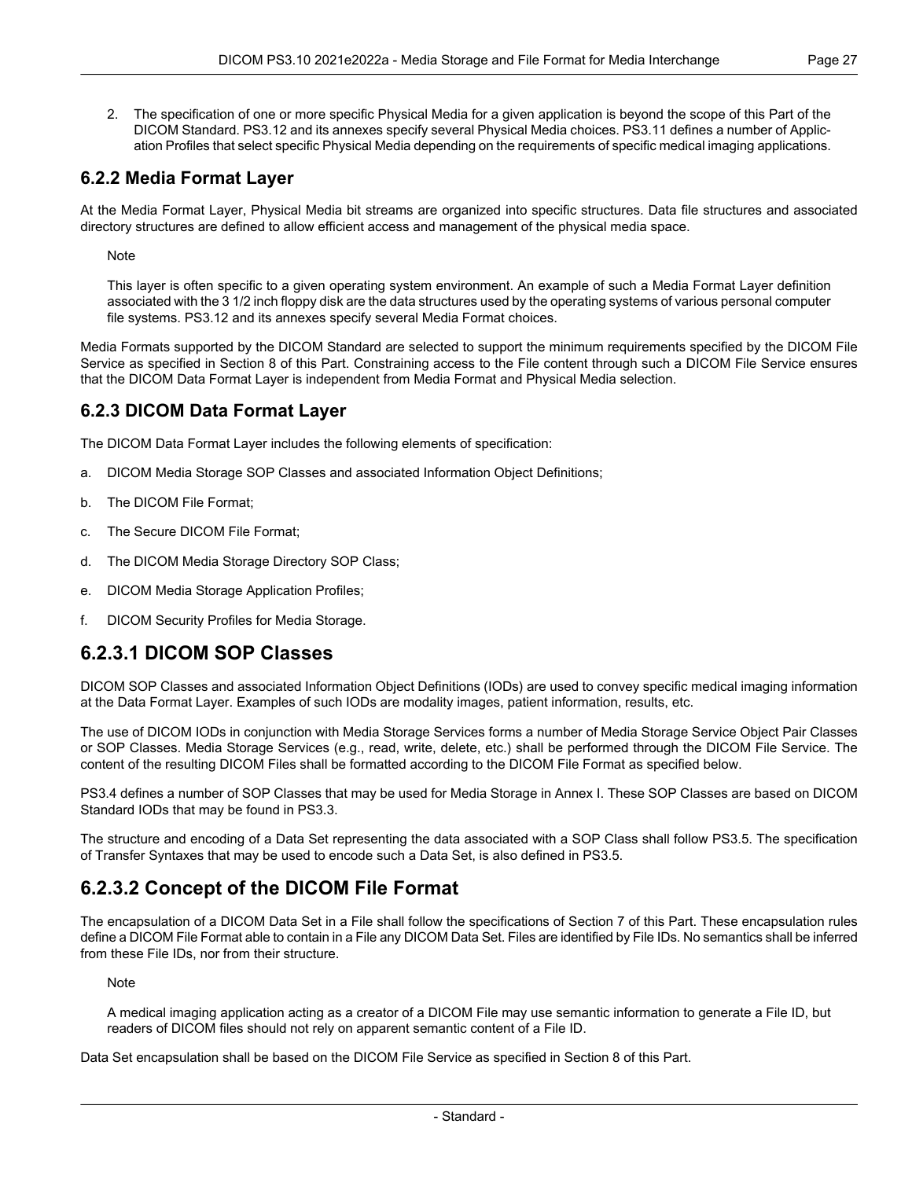2. The specification of one or more specific Physical Media for a given application is beyond the scope of this Part of the DICOM Standard. PS3.12 and its annexes specify several Physical Media choices. PS3.11 defines a number of Application Profiles that select specific Physical Media depending on the requirements of specific medical imaging applications.

### 6.2.2 Media Format Layer

At the Media Format Layer, Physical Media bit streams are organized into specific structures. Data file structures and associated directory structures are defined to allow efficient access and management of the physical media space.

Note

This layer is often specific to a given operating system environment. An example of such a Media Format Layer definition associated with the 3 1/2 inch floppy disk are the data structures used by the operating systems of various personal computer file systems. PS3.12 and its annexes specify several Media Format choices.

Media Formats supported by the DICOM Standard are selected to support the minimum requirements specified by the DICOM File Service as specified in Section 8 of this Part. Constraining access to the File content through such a DICOM File Service ensures that the DICOM Data Format Layer is independent from Media Format and Physical Media selection.

### 6.2.3 DICOM Data Format Layer

The DICOM Data Format Layer includes the following elements of specification:

a. DICOM Media Storage SOP Classes and associated Information Object Definitions;

b. The DICOM File Format;

c. The Secure DICOM File Format;

d. The DICOM Media Storage Directory SOP Class;

e. DICOM Media Storage Application Profiles;

f. DICOM Security Profiles for Media Storage.

## 6.2.3.1 DICOM SOP Classes

DICOM SOP Classes and associated Information Object Definitions (IODs) are used to convey specific medical imaging information at the Data Format Layer. Examples of such IODs are modality images, patient information, results, etc.

The use of DICOM IODs in conjunction with Media Storage Services forms a number of Media Storage Service Object Pair Classes or SOP Classes. Media Storage Services (e.g., read, write, delete, etc.) shall be performed through the DICOM File Service. The content of the resulting DICOM Files shall be formatted according to the DICOM File Format as specified below.

PS3.4 defines a number of SOP Classes that may be used for Media Storage in Annex I. These SOP Classes are based on DICOM Standard IODs that may be found in PS3.3.

The structure and encoding of a Data Set representing the data associated with a SOP Class shall follow PS3.5. The specification of Transfer Syntaxes that may be used to encode such a Data Set, is also defined in PS3.5.

## 6.2.3.2 Concept of the DICOM File Format

The encapsulation of a DICOM Data Set in a File shall follow the specifications of Section 7 of this Part. These encapsulation rules define a DICOM File Format able to contain in a File any DICOM Data Set. Files are identified by File IDs. No semantics shall be inferred from these File IDs, nor from their structure.

Note

A medical imaging application acting as a creator of a DICOM File may use semantic information to generate a File ID, but readers of DICOM files should not rely on apparent semantic content of a File ID.

Data Set encapsulation shall be based on the DICOM File Service as specified in Section 8 of this Part.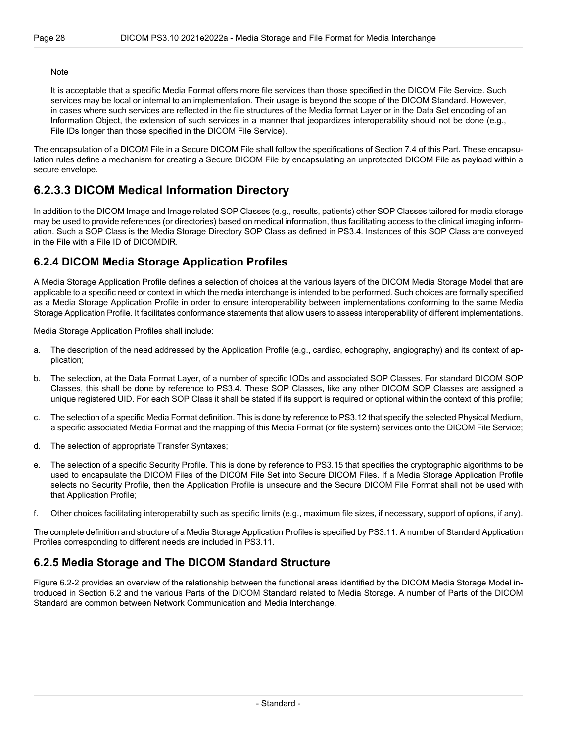Note

It is acceptable that a specific Media Format offers more file services than those specified in the DICOM File Service. Such services may be local or internal to an implementation. Their usage is beyond the scope of the DICOM Standard. However, in cases where such services are reflected in the file structures of the Media format Layer or in the Data Set encoding of an Information Object, the extension of such services in a manner that jeopardizes interoperability should not be done (e.g., File IDs longer than those specified in the DICOM File Service).

The encapsulation of a DICOM File in a Secure DICOM File shall follow the specifications of Section 7.4 of this Part. These encapsulation rules define a mechanism for creating a Secure DICOM File by encapsulating an unprotected DICOM File as payload within a secure envelope.

#### 6.2.3.3 DICOM Medical Information Directory

In addition to the DICOM Image and Image related SOP Classes (e.g., results, patients) other SOP Classes tailored for media storage may be used to provide references (or directories) based on medical information, thus facilitating access to the clinical imaging information. Such a SOP Class is the Media Storage Directory SOP Class as defined in PS3.4. Instances of this SOP Class are conveyed in the File with a File ID of DICOMDIR.

### 6.2.4 DICOM Media Storage Application Profiles

A Media Storage Application Profile defines a selection of choices at the various layers of the DICOM Media Storage Model that are applicable to a specific need or context in which the media interchange is intended to be performed. Such choices are formally specified as a Media Storage Application Profile in order to ensure interoperability between implementations conforming to the same Media Storage Application Profile. It facilitates conformance statements that allow users to assess interoperability of different implementations.

Media Storage Application Profiles shall include:

a. The description of the need addressed by the Application Profile (e.g., cardiac, echography, angiography) and its context of application;

b. The selection, at the Data Format Layer, of a number of specific IODs and associated SOP Classes. For standard DICOM SOP Classes, this shall be done by reference to PS3.4. These SOP Classes, like any other DICOM SOP Classes are assigned a unique registered UID. For each SOP Class it shall be stated if its support is required or optional within the context of this profile;

c. The selection of a specific Media Format definition. This is done by reference to PS3.12 that specify the selected Physical Medium, a specific associated Media Format and the mapping of this Media Format (or file system) services onto the DICOM File Service;

d. The selection of appropriate Transfer Syntaxes;

e. The selection of a specific Security Profile. This is done by reference to PS3.15 that specifies the cryptographic algorithms to be used to encapsulate the DICOM Files of the DICOM File Set into Secure DICOM Files. If a Media Storage Application Profile selects no Security Profile, then the Application Profile is unsecure and the Secure DICOM File Format shall not be used with that Application Profile;

f. Other choices facilitating interoperability such as specific limits (e.g., maximum file sizes, if necessary, support of options, if any).

The complete definition and structure of a Media Storage Application Profiles is specified by PS3.11. A number of Standard Application Profiles corresponding to different needs are included in PS3.11.

### 6.2.5 Media Storage and The DICOM Standard Structure

Figure 6.2-2 provides an overview of the relationship between the functional areas identified by the DICOM Media Storage Model introduced in Section 6.2 and the various Parts of the DICOM Standard related to Media Storage. A number of Parts of the DICOM Standard are common between Network Communication and Media Interchange.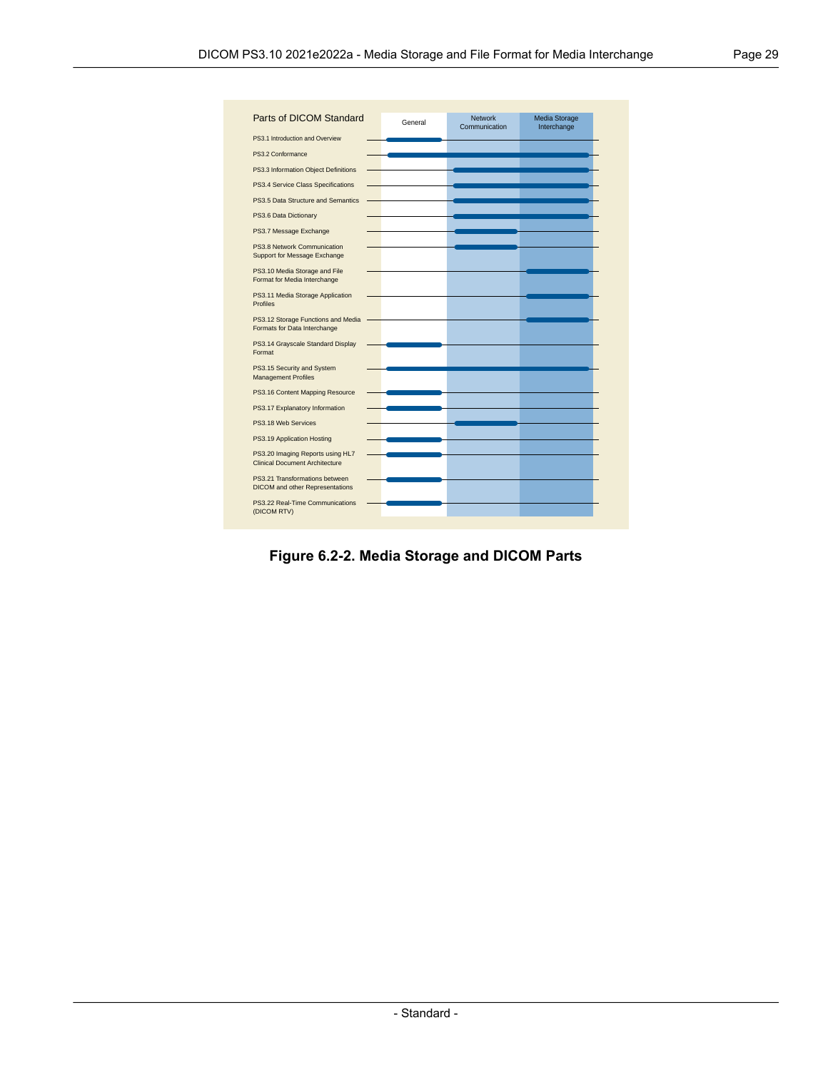| Parts of DICOM Standard | General | Network Communication | Media Storage Interchange |
|---|---|---|---|
| PS3.1 Introduction and Overview | X | | |
| PS3.2 Conformance | X | X | X |
| PS3.3 Information Object Definitions | | X | X |
| PS3.4 Service Class Specifications | | X | X |
| PS3.5 Data Structure and Semantics | | X | X |
| PS3.6 Data Dictionary | | X | X |
| PS3.7 Message Exchange | | X | |
| PS3.8 Network Communication Support for Message Exchange | | X | |
| PS3.10 Media Storage and File Format for Media Interchange | | | X |
| PS3.11 Media Storage Application Profiles | | | X |
| PS3.12 Storage Functions and Media Formats for Data Interchange | | | X |
| PS3.14 Grayscale Standard Display Format | X | | |
| PS3.15 Security and System Management Profiles | X | X | X |
| PS3.16 Content Mapping Resource | X | | |
| PS3.17 Explanatory Information | X | | |
| PS3.18 Web Services | | X | |
| PS3.19 Application Hosting | X | | |
| PS3.20 Imaging Reports using HL7 Clinical Document Architecture | X | | |
| PS3.21 Transformations between DICOM and other Representations | X | | |
| PS3.22 Real-Time Communications (DICOM RTV) | X | | |

**Figure 6.2-2. Media Storage and DICOM Parts**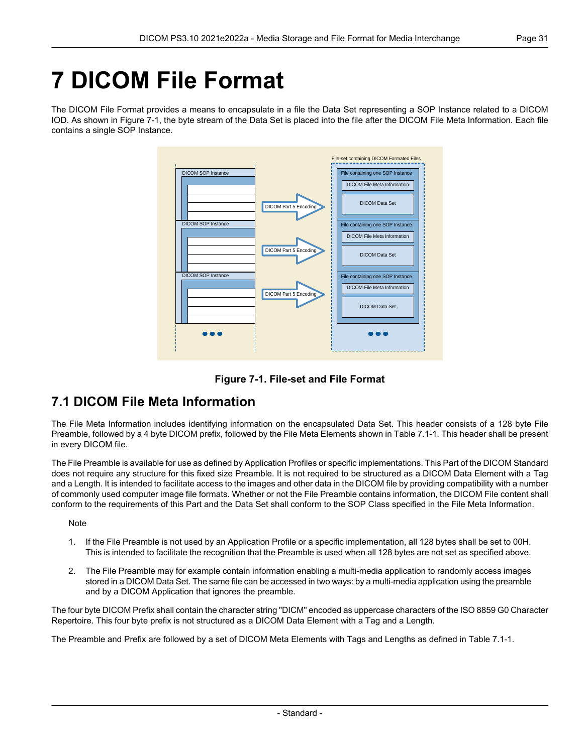# 7 DICOM File Format

The DICOM File Format provides a means to encapsulate in a file the Data Set representing a SOP Instance related to a DICOM IOD. As shown in Figure 7-1, the byte stream of the Data Set is placed into the file after the DICOM File Meta Information. Each file contains a single SOP Instance.

**Figure 7-1. File-set and File Format**

## 7.1 DICOM File Meta Information

The File Meta Information includes identifying information on the encapsulated Data Set. This header consists of a 128 byte File Preamble, followed by a 4 byte DICOM prefix, followed by the File Meta Elements shown in Table 7.1-1. This header shall be present in every DICOM file.

The File Preamble is available for use as defined by Application Profiles or specific implementations. This Part of the DICOM Standard does not require any structure for this fixed size Preamble. It is not required to be structured as a DICOM Data Element with a Tag and a Length. It is intended to facilitate access to the images and other data in the DICOM file by providing compatibility with a number of commonly used computer image file formats. Whether or not the File Preamble contains information, the DICOM File content shall conform to the requirements of this Part and the Data Set shall conform to the SOP Class specified in the File Meta Information.

Note

1. If the File Preamble is not used by an Application Profile or a specific implementation, all 128 bytes shall be set to 00H. This is intended to facilitate the recognition that the Preamble is used when all 128 bytes are not set as specified above.
2. The File Preamble may for example contain information enabling a multi-media application to randomly access images stored in a DICOM Data Set. The same file can be accessed in two ways: by a multi-media application using the preamble and by a DICOM Application that ignores the preamble.

The four byte DICOM Prefix shall contain the character string "DICM" encoded as uppercase characters of the ISO 8859 G0 Character Repertoire. This four byte prefix is not structured as a DICOM Data Element with a Tag and a Length.

The Preamble and Prefix are followed by a set of DICOM Meta Elements with Tags and Lengths as defined in Table 7.1-1.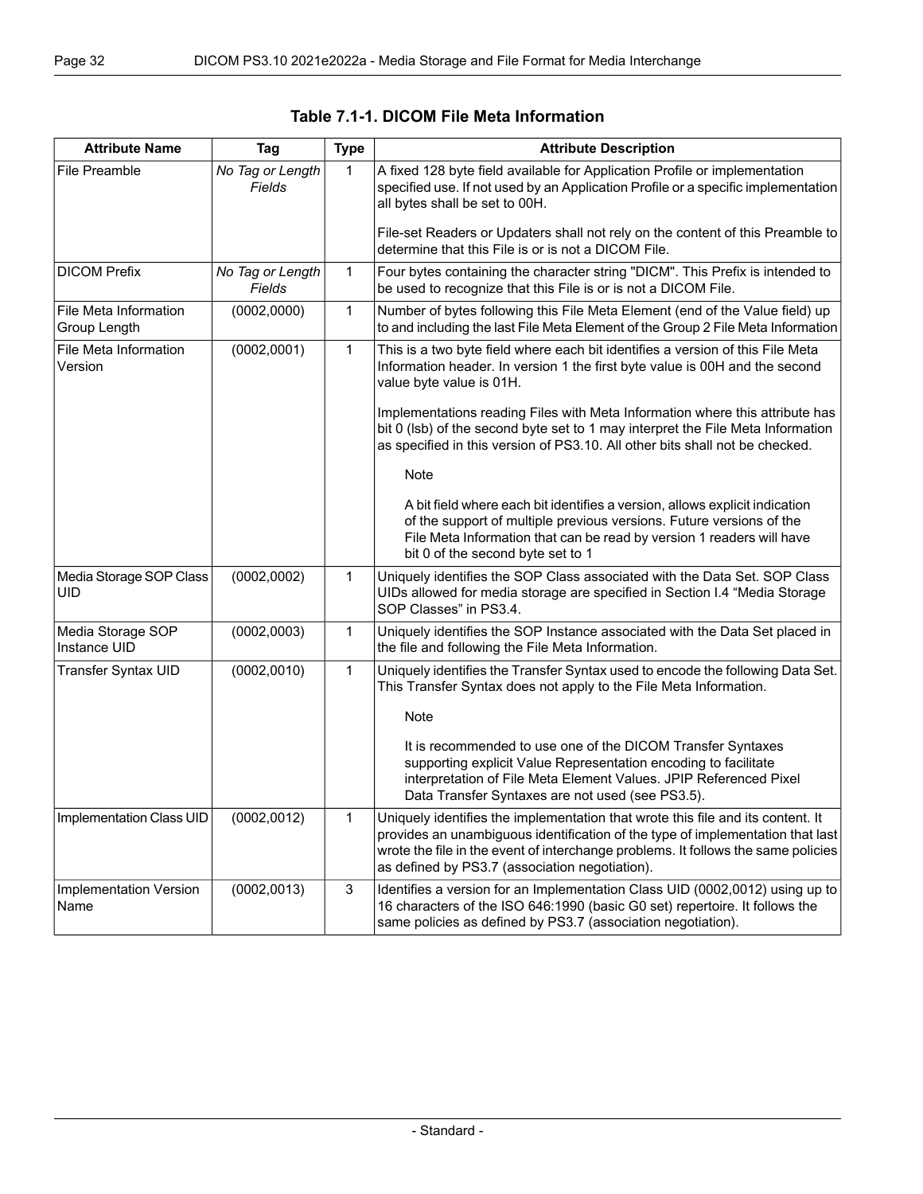**Table 7.1-1. DICOM File Meta Information**

| Attribute Name | Tag | Type | Attribute Description |
|---|---|---|---|
| File Preamble | *No Tag or Length Fields* | 1 | A fixed 128 byte field available for Application Profile or implementation specified use. If not used by an Application Profile or a specific implementation all bytes shall be set to 00H.<br><br>File-set Readers or Updaters shall not rely on the content of this Preamble to determine that this File is or is not a DICOM File. |
| DICOM Prefix | *No Tag or Length Fields* | 1 | Four bytes containing the character string "DICM". This Prefix is intended to be used to recognize that this File is or is not a DICOM File. |
| File Meta Information Group Length | (0002,0000) | 1 | Number of bytes following this File Meta Element (end of the Value field) up to and including the last File Meta Element of the Group 2 File Meta Information |
| File Meta Information Version | (0002,0001) | 1 | This is a two byte field where each bit identifies a version of this File Meta Information header. In version 1 the first byte value is 00H and the second value byte value is 01H.<br><br>Implementations reading Files with Meta Information where this attribute has bit 0 (lsb) of the second byte set to 1 may interpret the File Meta Information as specified in this version of PS3.10. All other bits shall not be checked.<br><br>Note<br><br>A bit field where each bit identifies a version, allows explicit indication of the support of multiple previous versions. Future versions of the File Meta Information that can be read by version 1 readers will have bit 0 of the second byte set to 1 |
| Media Storage SOP Class UID | (0002,0002) | 1 | Uniquely identifies the SOP Class associated with the Data Set. SOP Class UIDs allowed for media storage are specified in Section I.4 "Media Storage SOP Classes" in PS3.4. |
| Media Storage SOP Instance UID | (0002,0003) | 1 | Uniquely identifies the SOP Instance associated with the Data Set placed in the file and following the File Meta Information. |
| Transfer Syntax UID | (0002,0010) | 1 | Uniquely identifies the Transfer Syntax used to encode the following Data Set. This Transfer Syntax does not apply to the File Meta Information.<br><br>Note<br><br>It is recommended to use one of the DICOM Transfer Syntaxes supporting explicit Value Representation encoding to facilitate interpretation of File Meta Element Values. JPIP Referenced Pixel Data Transfer Syntaxes are not used (see PS3.5). |
| Implementation Class UID | (0002,0012) | 1 | Uniquely identifies the implementation that wrote this file and its content. It provides an unambiguous identification of the type of implementation that last wrote the file in the event of interchange problems. It follows the same policies as defined by PS3.7 (association negotiation). |
| Implementation Version Name | (0002,0013) | 3 | Identifies a version for an Implementation Class UID (0002,0012) using up to 16 characters of the ISO 646:1990 (basic G0 set) repertoire. It follows the same policies as defined by PS3.7 (association negotiation). |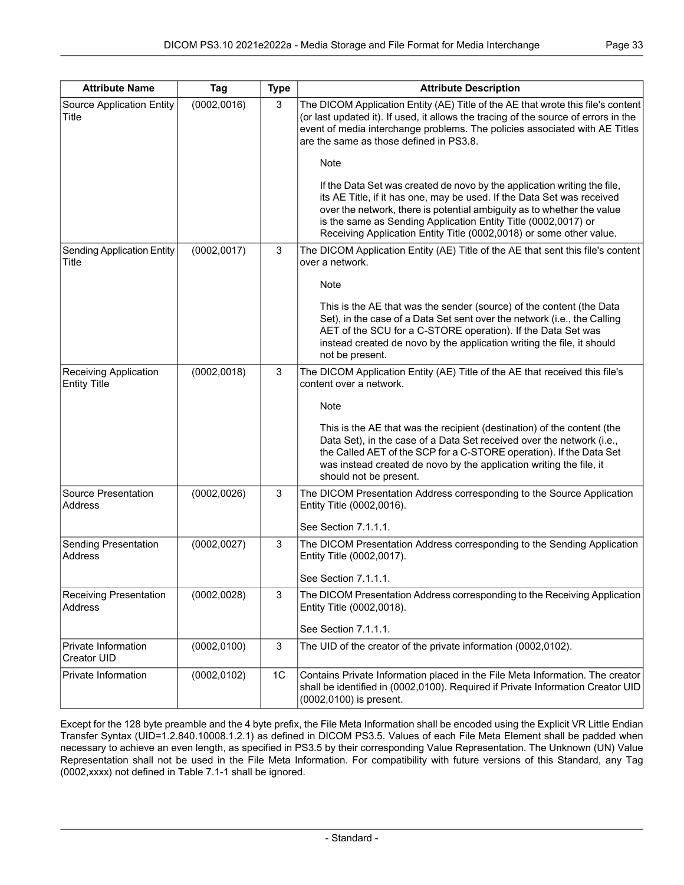| Attribute Name | Tag | Type | Attribute Description |
|---|---|---|---|
| Source Application Entity Title | (0002,0016) | 3 | The DICOM Application Entity (AE) Title of the AE that wrote this file's content (or last updated it). If used, it allows the tracing of the source of errors in the event of media interchange problems. The policies associated with AE Titles are the same as those defined in PS3.8.<br><br>Note<br><br>If the Data Set was created de novo by the application writing the file, its AE Title, if it has one, may be used. If the Data Set was received over the network, there is potential ambiguity as to whether the value is the same as Sending Application Entity Title (0002,0017) or Receiving Application Entity Title (0002,0018) or some other value. |
| Sending Application Entity Title | (0002,0017) | 3 | The DICOM Application Entity (AE) Title of the AE that sent this file's content over a network.<br><br>Note<br><br>This is the AE that was the sender (source) of the content (the Data Set), in the case of a Data Set sent over the network (i.e., the Calling AET of the SCU for a C-STORE operation). If the Data Set was instead created de novo by the application writing the file, it should not be present. |
| Receiving Application Entity Title | (0002,0018) | 3 | The DICOM Application Entity (AE) Title of the AE that received this file's content over a network.<br><br>Note<br><br>This is the AE that was the recipient (destination) of the content (the Data Set), in the case of a Data Set received over the network (i.e., the Called AET of the SCP for a C-STORE operation). If the Data Set was instead created de novo by the application writing the file, it should not be present. |
| Source Presentation Address | (0002,0026) | 3 | The DICOM Presentation Address corresponding to the Source Application Entity Title (0002,0016).<br><br>See Section 7.1.1.1. |
| Sending Presentation Address | (0002,0027) | 3 | The DICOM Presentation Address corresponding to the Sending Application Entity Title (0002,0017).<br><br>See Section 7.1.1.1. |
| Receiving Presentation Address | (0002,0028) | 3 | The DICOM Presentation Address corresponding to the Receiving Application Entity Title (0002,0018).<br><br>See Section 7.1.1.1. |
| Private Information Creator UID | (0002,0100) | 3 | The UID of the creator of the private information (0002,0102). |
| Private Information | (0002,0102) | 1C | Contains Private Information placed in the File Meta Information. The creator shall be identified in (0002,0100). Required if Private Information Creator UID (0002,0100) is present. |

Except for the 128 byte preamble and the 4 byte prefix, the File Meta Information shall be encoded using the Explicit VR Little Endian Transfer Syntax (UID=1.2.840.10008.1.2.1) as defined in DICOM PS3.5. Values of each File Meta Element shall be padded when necessary to achieve an even length, as specified in PS3.5 by their corresponding Value Representation. The Unknown (UN) Value Representation shall not be used in the File Meta Information. For compatibility with future versions of this Standard, any Tag (0002,xxxx) not defined in Table 7.1-1 shall be ignored.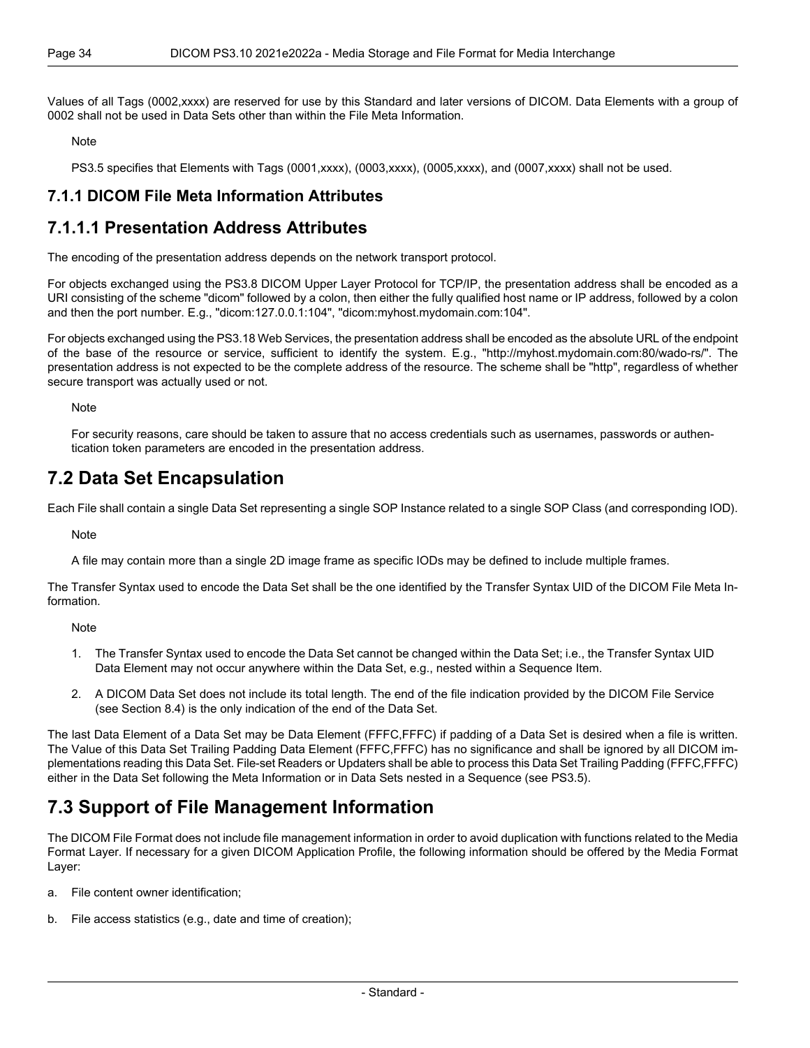Values of all Tags (0002,xxxx) are reserved for use by this Standard and later versions of DICOM. Data Elements with a group of 0002 shall not be used in Data Sets other than within the File Meta Information.

Note

PS3.5 specifies that Elements with Tags (0001,xxxx), (0003,xxxx), (0005,xxxx), and (0007,xxxx) shall not be used.

### 7.1.1 DICOM File Meta Information Attributes

### 7.1.1.1 Presentation Address Attributes

The encoding of the presentation address depends on the network transport protocol.

For objects exchanged using the PS3.8 DICOM Upper Layer Protocol for TCP/IP, the presentation address shall be encoded as a URI consisting of the scheme "dicom" followed by a colon, then either the fully qualified host name or IP address, followed by a colon and then the port number. E.g., "dicom:127.0.0.1:104", "dicom:myhost.mydomain.com:104".

For objects exchanged using the PS3.18 Web Services, the presentation address shall be encoded as the absolute URL of the endpoint of the base of the resource or service, sufficient to identify the system. E.g., "http://myhost.mydomain.com:80/wado-rs/". The presentation address is not expected to be the complete address of the resource. The scheme shall be "http", regardless of whether secure transport was actually used or not.

Note

For security reasons, care should be taken to assure that no access credentials such as usernames, passwords or authentication token parameters are encoded in the presentation address.

## 7.2 Data Set Encapsulation

Each File shall contain a single Data Set representing a single SOP Instance related to a single SOP Class (and corresponding IOD).

Note

A file may contain more than a single 2D image frame as specific IODs may be defined to include multiple frames.

The Transfer Syntax used to encode the Data Set shall be the one identified by the Transfer Syntax UID of the DICOM File Meta Information.

Note

1. The Transfer Syntax used to encode the Data Set cannot be changed within the Data Set; i.e., the Transfer Syntax UID Data Element may not occur anywhere within the Data Set, e.g., nested within a Sequence Item.
2. A DICOM Data Set does not include its total length. The end of the file indication provided by the DICOM File Service (see Section 8.4) is the only indication of the end of the Data Set.

The last Data Element of a Data Set may be Data Element (FFFC,FFFC) if padding of a Data Set is desired when a file is written. The Value of this Data Set Trailing Padding Data Element (FFFC,FFFC) has no significance and shall be ignored by all DICOM implementations reading this Data Set. File-set Readers or Updaters shall be able to process this Data Set Trailing Padding (FFFC,FFFC) either in the Data Set following the Meta Information or in Data Sets nested in a Sequence (see PS3.5).

## 7.3 Support of File Management Information

The DICOM File Format does not include file management information in order to avoid duplication with functions related to the Media Format Layer. If necessary for a given DICOM Application Profile, the following information should be offered by the Media Format Layer:

a. File content owner identification;
b. File access statistics (e.g., date and time of creation);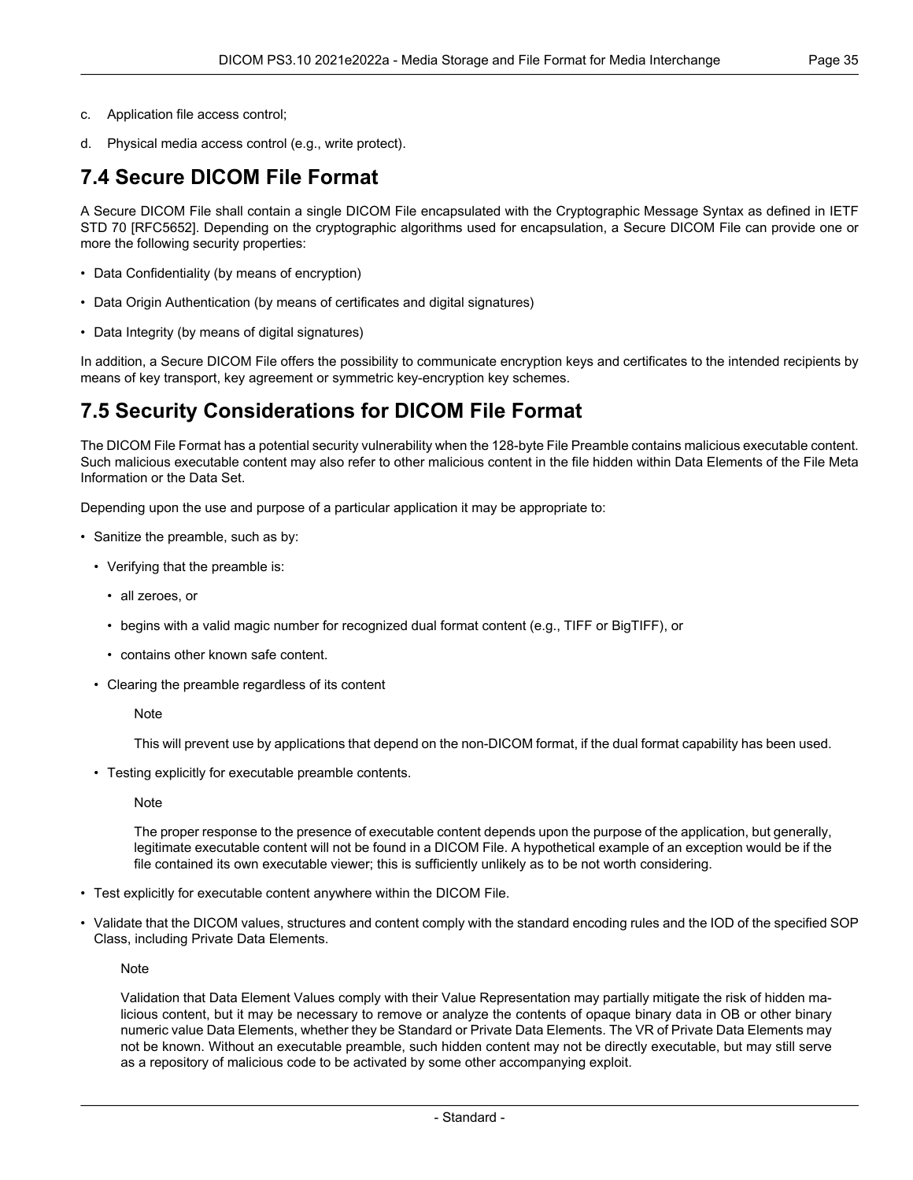c. Application file access control;

d. Physical media access control (e.g., write protect).

## 7.4 Secure DICOM File Format

A Secure DICOM File shall contain a single DICOM File encapsulated with the Cryptographic Message Syntax as defined in IETF STD 70 [RFC5652]. Depending on the cryptographic algorithms used for encapsulation, a Secure DICOM File can provide one or more the following security properties:

- Data Confidentiality (by means of encryption)
- Data Origin Authentication (by means of certificates and digital signatures)
- Data Integrity (by means of digital signatures)

In addition, a Secure DICOM File offers the possibility to communicate encryption keys and certificates to the intended recipients by means of key transport, key agreement or symmetric key-encryption key schemes.

## 7.5 Security Considerations for DICOM File Format

The DICOM File Format has a potential security vulnerability when the 128-byte File Preamble contains malicious executable content. Such malicious executable content may also refer to other malicious content in the file hidden within Data Elements of the File Meta Information or the Data Set.

Depending upon the use and purpose of a particular application it may be appropriate to:

- Sanitize the preamble, such as by:
  - Verifying that the preamble is:
    - all zeroes, or
    - begins with a valid magic number for recognized dual format content (e.g., TIFF or BigTIFF), or
    - contains other known safe content.
  - Clearing the preamble regardless of its content

    Note

    This will prevent use by applications that depend on the non-DICOM format, if the dual format capability has been used.

  - Testing explicitly for executable preamble contents.

    Note

    The proper response to the presence of executable content depends upon the purpose of the application, but generally, legitimate executable content will not be found in a DICOM File. A hypothetical example of an exception would be if the file contained its own executable viewer; this is sufficiently unlikely as to be not worth considering.

- Test explicitly for executable content anywhere within the DICOM File.
- Validate that the DICOM values, structures and content comply with the standard encoding rules and the IOD of the specified SOP Class, including Private Data Elements.

  Note

  Validation that Data Element Values comply with their Value Representation may partially mitigate the risk of hidden malicious content, but it may be necessary to remove or analyze the contents of opaque binary data in OB or other binary numeric value Data Elements, whether they be Standard or Private Data Elements. The VR of Private Data Elements may not be known. Without an executable preamble, such hidden content may not be directly executable, but may still serve as a repository of malicious code to be activated by some other accompanying exploit.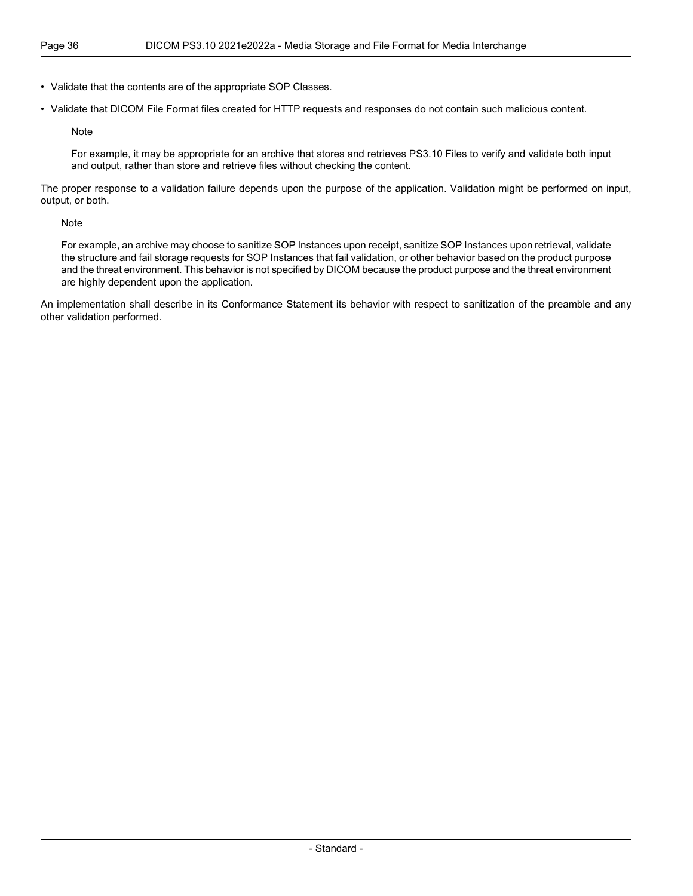- Validate that the contents are of the appropriate SOP Classes.
- Validate that DICOM File Format files created for HTTP requests and responses do not contain such malicious content.

> Note
>
> For example, it may be appropriate for an archive that stores and retrieves PS3.10 Files to verify and validate both input and output, rather than store and retrieve files without checking the content.

The proper response to a validation failure depends upon the purpose of the application. Validation might be performed on input, output, or both.

> Note
>
> For example, an archive may choose to sanitize SOP Instances upon receipt, sanitize SOP Instances upon retrieval, validate the structure and fail storage requests for SOP Instances that fail validation, or other behavior based on the product purpose and the threat environment. This behavior is not specified by DICOM because the product purpose and the threat environment are highly dependent upon the application.

An implementation shall describe in its Conformance Statement its behavior with respect to sanitization of the preamble and any other validation performed.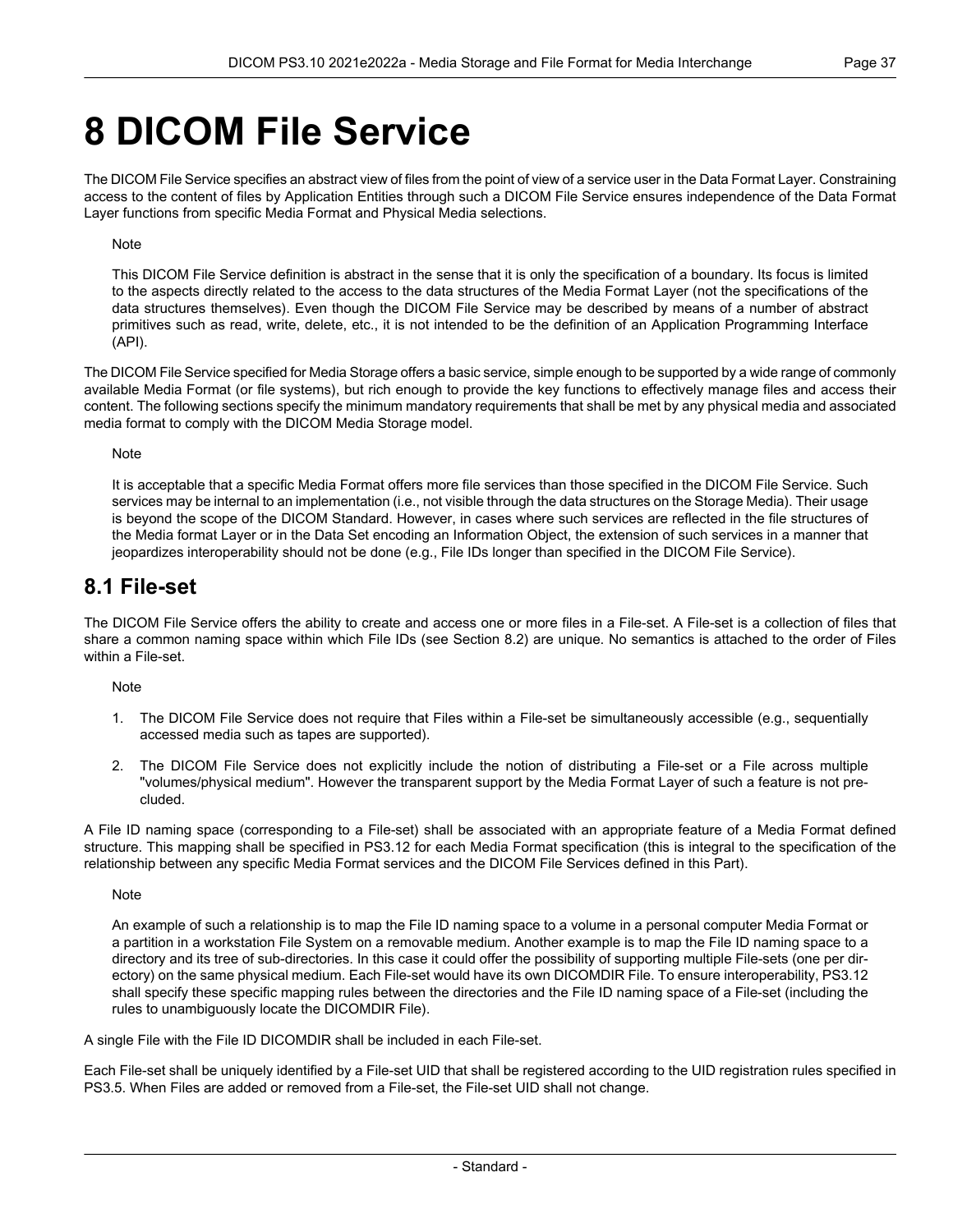# 8 DICOM File Service

The DICOM File Service specifies an abstract view of files from the point of view of a service user in the Data Format Layer. Constraining access to the content of files by Application Entities through such a DICOM File Service ensures independence of the Data Format Layer functions from specific Media Format and Physical Media selections.

Note

This DICOM File Service definition is abstract in the sense that it is only the specification of a boundary. Its focus is limited to the aspects directly related to the access to the data structures of the Media Format Layer (not the specifications of the data structures themselves). Even though the DICOM File Service may be described by means of a number of abstract primitives such as read, write, delete, etc., it is not intended to be the definition of an Application Programming Interface (API).

The DICOM File Service specified for Media Storage offers a basic service, simple enough to be supported by a wide range of commonly available Media Format (or file systems), but rich enough to provide the key functions to effectively manage files and access their content. The following sections specify the minimum mandatory requirements that shall be met by any physical media and associated media format to comply with the DICOM Media Storage model.

Note

It is acceptable that a specific Media Format offers more file services than those specified in the DICOM File Service. Such services may be internal to an implementation (i.e., not visible through the data structures on the Storage Media). Their usage is beyond the scope of the DICOM Standard. However, in cases where such services are reflected in the file structures of the Media format Layer or in the Data Set encoding an Information Object, the extension of such services in a manner that jeopardizes interoperability should not be done (e.g., File IDs longer than specified in the DICOM File Service).

## 8.1 File-set

The DICOM File Service offers the ability to create and access one or more files in a File-set. A File-set is a collection of files that share a common naming space within which File IDs (see Section 8.2) are unique. No semantics is attached to the order of Files within a File-set.

Note

1. The DICOM File Service does not require that Files within a File-set be simultaneously accessible (e.g., sequentially accessed media such as tapes are supported).
2. The DICOM File Service does not explicitly include the notion of distributing a File-set or a File across multiple "volumes/physical medium". However the transparent support by the Media Format Layer of such a feature is not precluded.

A File ID naming space (corresponding to a File-set) shall be associated with an appropriate feature of a Media Format defined structure. This mapping shall be specified in PS3.12 for each Media Format specification (this is integral to the specification of the relationship between any specific Media Format services and the DICOM File Services defined in this Part).

Note

An example of such a relationship is to map the File ID naming space to a volume in a personal computer Media Format or a partition in a workstation File System on a removable medium. Another example is to map the File ID naming space to a directory and its tree of sub-directories. In this case it could offer the possibility of supporting multiple File-sets (one per directory) on the same physical medium. Each File-set would have its own DICOMDIR File. To ensure interoperability, PS3.12 shall specify these specific mapping rules between the directories and the File ID naming space of a File-set (including the rules to unambiguously locate the DICOMDIR File).

A single File with the File ID DICOMDIR shall be included in each File-set.

Each File-set shall be uniquely identified by a File-set UID that shall be registered according to the UID registration rules specified in PS3.5. When Files are added or removed from a File-set, the File-set UID shall not change.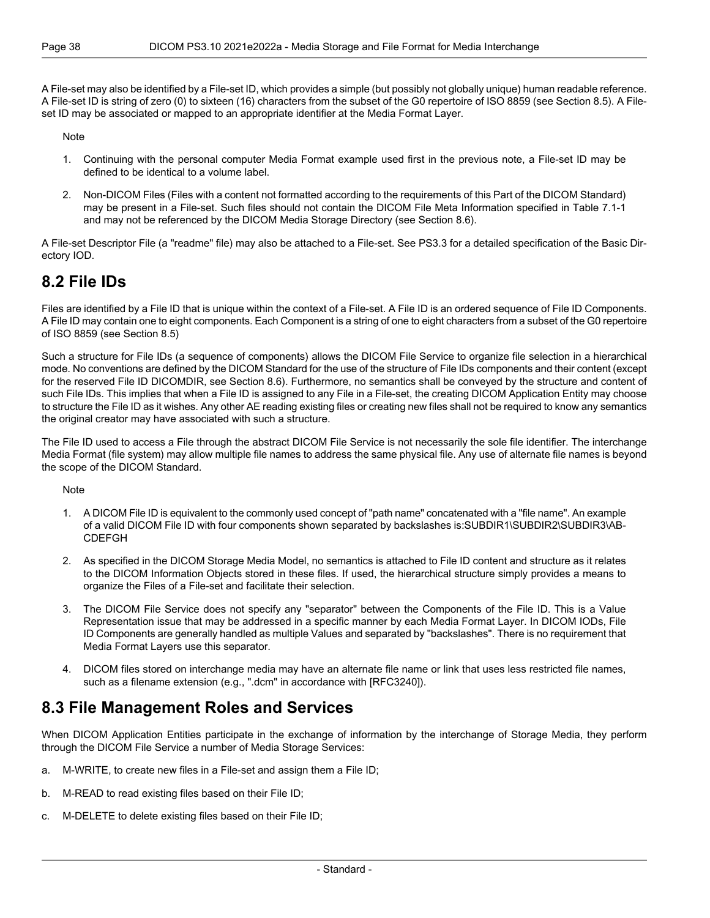A File-set may also be identified by a File-set ID, which provides a simple (but possibly not globally unique) human readable reference. A File-set ID is string of zero (0) to sixteen (16) characters from the subset of the G0 repertoire of ISO 8859 (see Section 8.5). A File-set ID may be associated or mapped to an appropriate identifier at the Media Format Layer.

Note

1. Continuing with the personal computer Media Format example used first in the previous note, a File-set ID may be defined to be identical to a volume label.
2. Non-DICOM Files (Files with a content not formatted according to the requirements of this Part of the DICOM Standard) may be present in a File-set. Such files should not contain the DICOM File Meta Information specified in Table 7.1-1 and may not be referenced by the DICOM Media Storage Directory (see Section 8.6).

A File-set Descriptor File (a "readme" file) may also be attached to a File-set. See PS3.3 for a detailed specification of the Basic Directory IOD.

## 8.2 File IDs

Files are identified by a File ID that is unique within the context of a File-set. A File ID is an ordered sequence of File ID Components. A File ID may contain one to eight components. Each Component is a string of one to eight characters from a subset of the G0 repertoire of ISO 8859 (see Section 8.5)

Such a structure for File IDs (a sequence of components) allows the DICOM File Service to organize file selection in a hierarchical mode. No conventions are defined by the DICOM Standard for the use of the structure of File IDs components and their content (except for the reserved File ID DICOMDIR, see Section 8.6). Furthermore, no semantics shall be conveyed by the structure and content of such File IDs. This implies that when a File ID is assigned to any File in a File-set, the creating DICOM Application Entity may choose to structure the File ID as it wishes. Any other AE reading existing files or creating new files shall not be required to know any semantics the original creator may have associated with such a structure.

The File ID used to access a File through the abstract DICOM File Service is not necessarily the sole file identifier. The interchange Media Format (file system) may allow multiple file names to address the same physical file. Any use of alternate file names is beyond the scope of the DICOM Standard.

Note

1. A DICOM File ID is equivalent to the commonly used concept of "path name" concatenated with a "file name". An example of a valid DICOM File ID with four components shown separated by backslashes is:SUBDIR1\SUBDIR2\SUBDIR3\ABCDEFGH
2. As specified in the DICOM Storage Media Model, no semantics is attached to File ID content and structure as it relates to the DICOM Information Objects stored in these files. If used, the hierarchical structure simply provides a means to organize the Files of a File-set and facilitate their selection.
3. The DICOM File Service does not specify any "separator" between the Components of the File ID. This is a Value Representation issue that may be addressed in a specific manner by each Media Format Layer. In DICOM IODs, File ID Components are generally handled as multiple Values and separated by "backslashes". There is no requirement that Media Format Layers use this separator.
4. DICOM files stored on interchange media may have an alternate file name or link that uses less restricted file names, such as a filename extension (e.g., ".dcm" in accordance with [RFC3240]).

## 8.3 File Management Roles and Services

When DICOM Application Entities participate in the exchange of information by the interchange of Storage Media, they perform through the DICOM File Service a number of Media Storage Services:

a. M-WRITE, to create new files in a File-set and assign them a File ID;

b. M-READ to read existing files based on their File ID;

c. M-DELETE to delete existing files based on their File ID;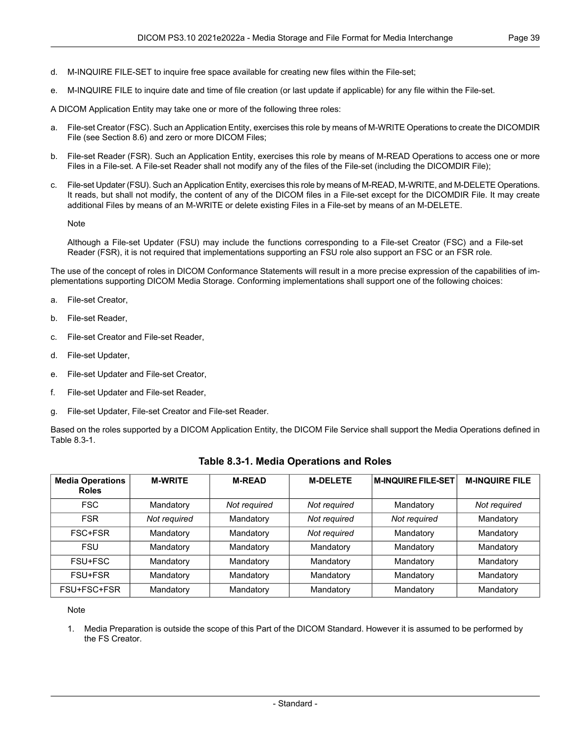d. M-INQUIRE FILE-SET to inquire free space available for creating new files within the File-set;

e. M-INQUIRE FILE to inquire date and time of file creation (or last update if applicable) for any file within the File-set.

A DICOM Application Entity may take one or more of the following three roles:

a. File-set Creator (FSC). Such an Application Entity, exercises this role by means of M-WRITE Operations to create the DICOMDIR File (see Section 8.6) and zero or more DICOM Files;

b. File-set Reader (FSR). Such an Application Entity, exercises this role by means of M-READ Operations to access one or more Files in a File-set. A File-set Reader shall not modify any of the files of the File-set (including the DICOMDIR File);

c. File-set Updater (FSU). Such an Application Entity, exercises this role by means of M-READ, M-WRITE, and M-DELETE Operations. It reads, but shall not modify, the content of any of the DICOM files in a File-set except for the DICOMDIR File. It may create additional Files by means of an M-WRITE or delete existing Files in a File-set by means of an M-DELETE.

   Note

   Although a File-set Updater (FSU) may include the functions corresponding to a File-set Creator (FSC) and a File-set Reader (FSR), it is not required that implementations supporting an FSU role also support an FSC or an FSR role.

The use of the concept of roles in DICOM Conformance Statements will result in a more precise expression of the capabilities of implementations supporting DICOM Media Storage. Conforming implementations shall support one of the following choices:

a. File-set Creator,

b. File-set Reader,

c. File-set Creator and File-set Reader,

d. File-set Updater,

e. File-set Updater and File-set Creator,

f. File-set Updater and File-set Reader,

g. File-set Updater, File-set Creator and File-set Reader.

Based on the roles supported by a DICOM Application Entity, the DICOM File Service shall support the Media Operations defined in Table 8.3-1.

### Table 8.3-1. Media Operations and Roles

| Media Operations Roles | M-WRITE | M-READ | M-DELETE | M-INQUIRE FILE-SET | M-INQUIRE FILE |
|---|---|---|---|---|---|
| FSC | Mandatory | *Not required* | *Not required* | Mandatory | *Not required* |
| FSR | *Not required* | Mandatory | *Not required* | *Not required* | Mandatory |
| FSC+FSR | Mandatory | Mandatory | *Not required* | Mandatory | Mandatory |
| FSU | Mandatory | Mandatory | Mandatory | Mandatory | Mandatory |
| FSU+FSC | Mandatory | Mandatory | Mandatory | Mandatory | Mandatory |
| FSU+FSR | Mandatory | Mandatory | Mandatory | Mandatory | Mandatory |
| FSU+FSC+FSR | Mandatory | Mandatory | Mandatory | Mandatory | Mandatory |

Note

1. Media Preparation is outside the scope of this Part of the DICOM Standard. However it is assumed to be performed by the FS Creator.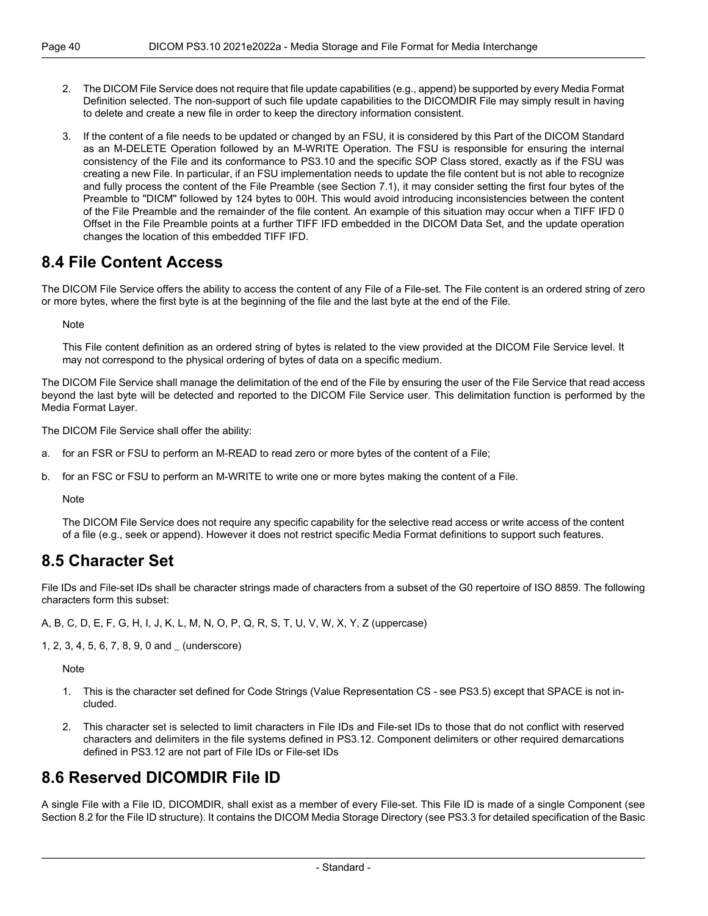2. The DICOM File Service does not require that file update capabilities (e.g., append) be supported by every Media Format Definition selected. The non-support of such file update capabilities to the DICOMDIR File may simply result in having to delete and create a new file in order to keep the directory information consistent.

3. If the content of a file needs to be updated or changed by an FSU, it is considered by this Part of the DICOM Standard as an M-DELETE Operation followed by an M-WRITE Operation. The FSU is responsible for ensuring the internal consistency of the File and its conformance to PS3.10 and the specific SOP Class stored, exactly as if the FSU was creating a new File. In particular, if an FSU implementation needs to update the file content but is not able to recognize and fully process the content of the File Preamble (see Section 7.1), it may consider setting the first four bytes of the Preamble to "DICM" followed by 124 bytes to 00H. This would avoid introducing inconsistencies between the content of the File Preamble and the remainder of the file content. An example of this situation may occur when a TIFF IFD 0 Offset in the File Preamble points at a further TIFF IFD embedded in the DICOM Data Set, and the update operation changes the location of this embedded TIFF IFD.

## 8.4 File Content Access

The DICOM File Service offers the ability to access the content of any File of a File-set. The File content is an ordered string of zero or more bytes, where the first byte is at the beginning of the file and the last byte at the end of the File.

Note

This File content definition as an ordered string of bytes is related to the view provided at the DICOM File Service level. It may not correspond to the physical ordering of bytes of data on a specific medium.

The DICOM File Service shall manage the delimitation of the end of the File by ensuring the user of the File Service that read access beyond the last byte will be detected and reported to the DICOM File Service user. This delimitation function is performed by the Media Format Layer.

The DICOM File Service shall offer the ability:

a. for an FSR or FSU to perform an M-READ to read zero or more bytes of the content of a File;

b. for an FSC or FSU to perform an M-WRITE to write one or more bytes making the content of a File.

Note

The DICOM File Service does not require any specific capability for the selective read access or write access of the content of a file (e.g., seek or append). However it does not restrict specific Media Format definitions to support such features.

## 8.5 Character Set

File IDs and File-set IDs shall be character strings made of characters from a subset of the G0 repertoire of ISO 8859. The following characters form this subset:

A, B, C, D, E, F, G, H, I, J, K, L, M, N, O, P, Q, R, S, T, U, V, W, X, Y, Z (uppercase)

1, 2, 3, 4, 5, 6, 7, 8, 9, 0 and _ (underscore)

Note

1. This is the character set defined for Code Strings (Value Representation CS - see PS3.5) except that SPACE is not included.

2. This character set is selected to limit characters in File IDs and File-set IDs to those that do not conflict with reserved characters and delimiters in the file systems defined in PS3.12. Component delimiters or other required demarcations defined in PS3.12 are not part of File IDs or File-set IDs

## 8.6 Reserved DICOMDIR File ID

A single File with a File ID, DICOMDIR, shall exist as a member of every File-set. This File ID is made of a single Component (see Section 8.2 for the File ID structure). It contains the DICOM Media Storage Directory (see PS3.3 for detailed specification of the Basic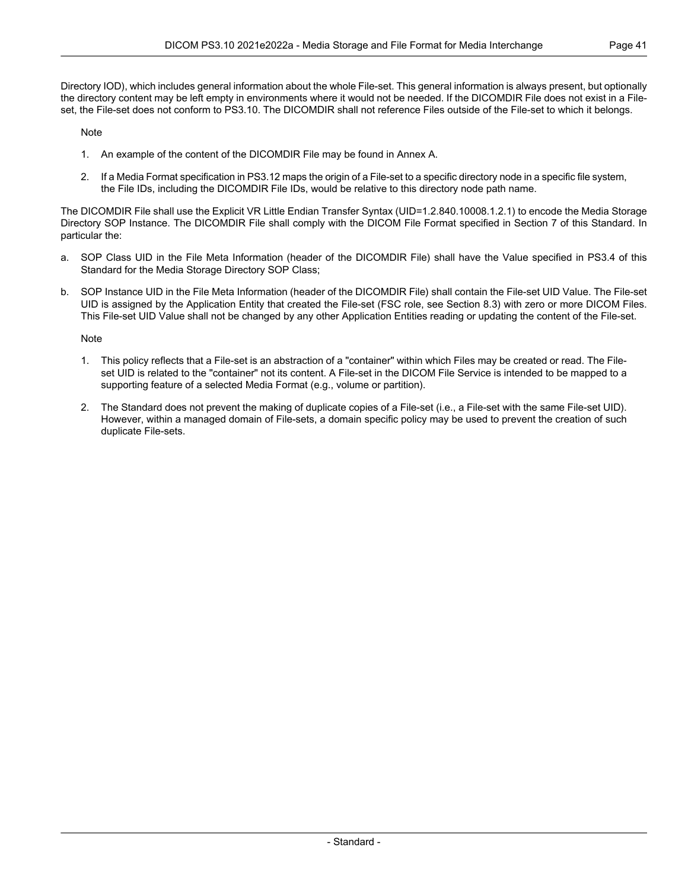Directory IOD), which includes general information about the whole File-set. This general information is always present, but optionally the directory content may be left empty in environments where it would not be needed. If the DICOMDIR File does not exist in a File-set, the File-set does not conform to PS3.10. The DICOMDIR shall not reference Files outside of the File-set to which it belongs.

Note

1. An example of the content of the DICOMDIR File may be found in Annex A.
2. If a Media Format specification in PS3.12 maps the origin of a File-set to a specific directory node in a specific file system, the File IDs, including the DICOMDIR File IDs, would be relative to this directory node path name.

The DICOMDIR File shall use the Explicit VR Little Endian Transfer Syntax (UID=1.2.840.10008.1.2.1) to encode the Media Storage Directory SOP Instance. The DICOMDIR File shall comply with the DICOM File Format specified in Section 7 of this Standard. In particular the:

a. SOP Class UID in the File Meta Information (header of the DICOMDIR File) shall have the Value specified in PS3.4 of this Standard for the Media Storage Directory SOP Class;

b. SOP Instance UID in the File Meta Information (header of the DICOMDIR File) shall contain the File-set UID Value. The File-set UID is assigned by the Application Entity that created the File-set (FSC role, see Section 8.3) with zero or more DICOM Files. This File-set UID Value shall not be changed by any other Application Entities reading or updating the content of the File-set.

Note

1. This policy reflects that a File-set is an abstraction of a "container" within which Files may be created or read. The File-set UID is related to the "container" not its content. A File-set in the DICOM File Service is intended to be mapped to a supporting feature of a selected Media Format (e.g., volume or partition).
2. The Standard does not prevent the making of duplicate copies of a File-set (i.e., a File-set with the same File-set UID). However, within a managed domain of File-sets, a domain specific policy may be used to prevent the creation of such duplicate File-sets.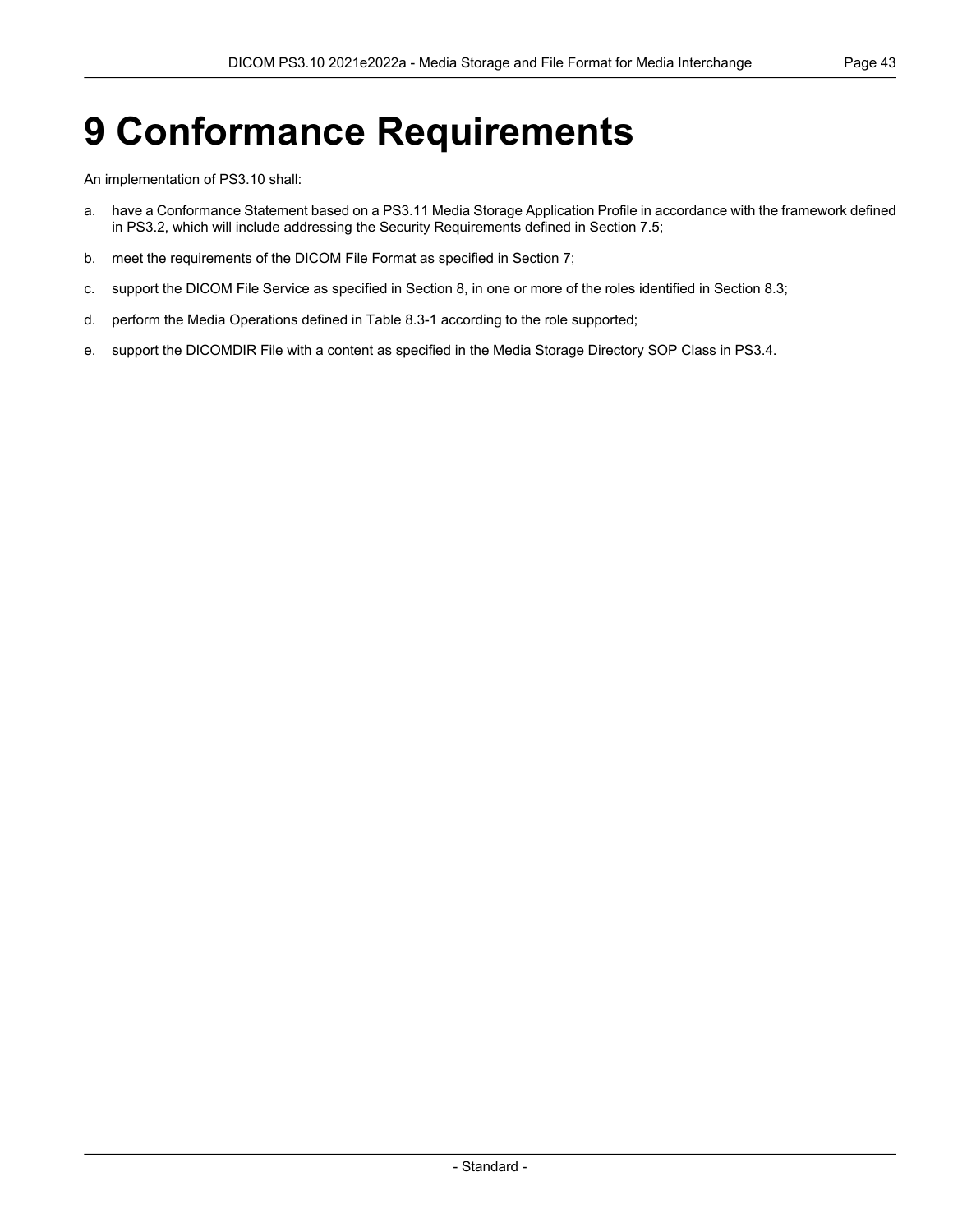# 9 Conformance Requirements

An implementation of PS3.10 shall:

a. have a Conformance Statement based on a PS3.11 Media Storage Application Profile in accordance with the framework defined in PS3.2, which will include addressing the Security Requirements defined in Section 7.5;

b. meet the requirements of the DICOM File Format as specified in Section 7;

c. support the DICOM File Service as specified in Section 8, in one or more of the roles identified in Section 8.3;

d. perform the Media Operations defined in Table 8.3-1 according to the role supported;

e. support the DICOMDIR File with a content as specified in the Media Storage Directory SOP Class in PS3.4.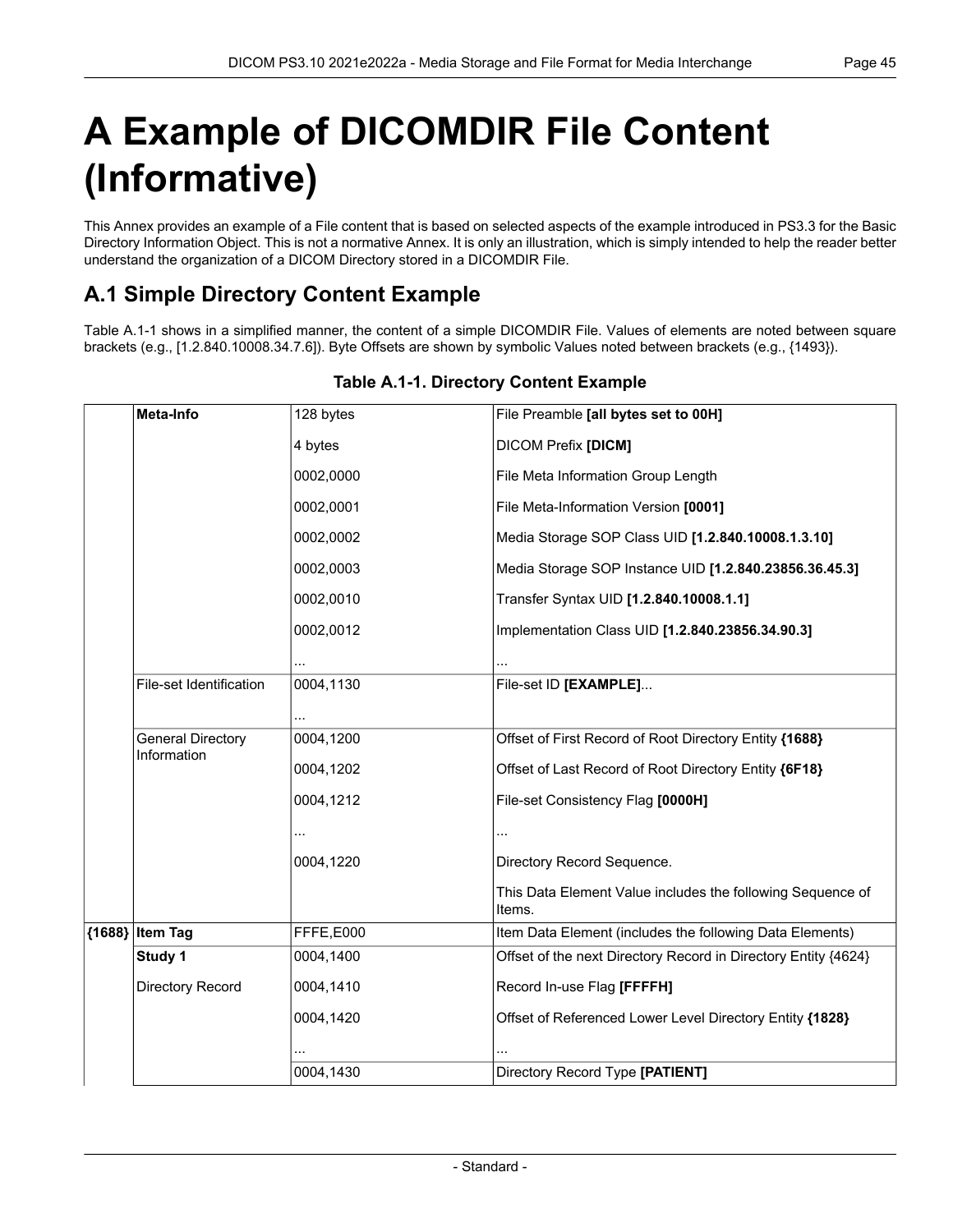# A Example of DICOMDIR File Content (Informative)

This Annex provides an example of a File content that is based on selected aspects of the example introduced in PS3.3 for the Basic Directory Information Object. This is not a normative Annex. It is only an illustration, which is simply intended to help the reader better understand the organization of a DICOM Directory stored in a DICOMDIR File.

## A.1 Simple Directory Content Example

Table A.1-1 shows in a simplified manner, the content of a simple DICOMDIR File. Values of elements are noted between square brackets (e.g., [1.2.840.10008.34.7.6]). Byte Offsets are shown by symbolic Values noted between brackets (e.g., {1493}).

**Table A.1-1. Directory Content Example**

| | | | |
|---|---|---|---|
| | **Meta-Info** | 128 bytes | File Preamble **[all bytes set to 00H]** |
| | | 4 bytes | DICOM Prefix **[DICM]** |
| | | 0002,0000 | File Meta Information Group Length |
| | | 0002,0001 | File Meta-Information Version **[0001]** |
| | | 0002,0002 | Media Storage SOP Class UID **[1.2.840.10008.1.3.10]** |
| | | 0002,0003 | Media Storage SOP Instance UID **[1.2.840.23856.36.45.3]** |
| | | 0002,0010 | Transfer Syntax UID **[1.2.840.10008.1.1]** |
| | | 0002,0012 | Implementation Class UID **[1.2.840.23856.34.90.3]** |
| | | ... | ... |
| | File-set Identification | 0004,1130 | File-set ID **[EXAMPLE]**... |
| | | ... | |
| | General Directory Information | 0004,1200 | Offset of First Record of Root Directory Entity **{1688}** |
| | | 0004,1202 | Offset of Last Record of Root Directory Entity **{6F18}** |
| | | 0004,1212 | File-set Consistency Flag **[0000H]** |
| | | ... | ... |
| | | 0004,1220 | Directory Record Sequence. |
| | | | This Data Element Value includes the following Sequence of Items. |
| **{1688}** | **Item Tag** | FFFE,E000 | Item Data Element (includes the following Data Elements) |
| | **Study 1** | 0004,1400 | Offset of the next Directory Record in Directory Entity {4624} |
| | Directory Record | 0004,1410 | Record In-use Flag **[FFFFH]** |
| | | 0004,1420 | Offset of Referenced Lower Level Directory Entity **{1828}** |
| | | ... | ... |
| | | 0004,1430 | Directory Record Type **[PATIENT]** |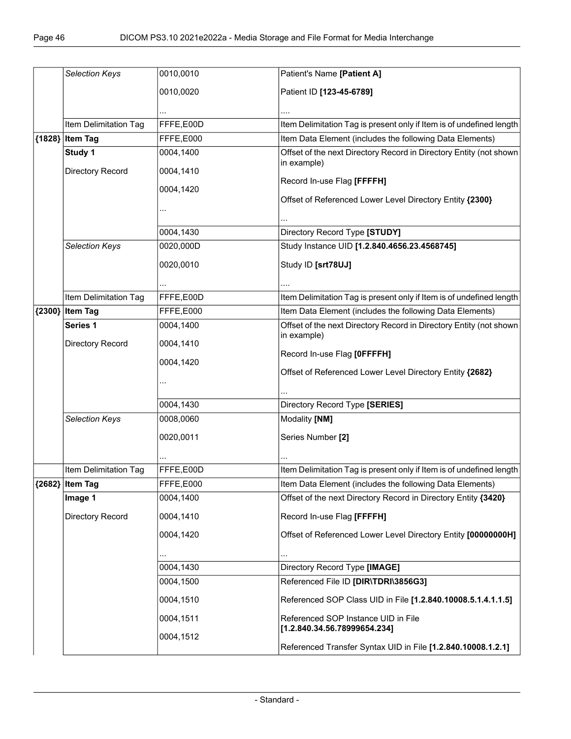| | | | |
|---|---|---|---|
| | *Selection Keys* | 0010,0010<br><br>0010,0020<br><br>... | Patient's Name **[Patient A]**<br><br>Patient ID **[123-45-6789]**<br><br>.... |
| | Item Delimitation Tag | FFFE,E00D | Item Delimitation Tag is present only if Item is of undefined length |
| **{1828}** | **Item Tag** | FFFE,E000 | Item Data Element (includes the following Data Elements) |
| | **Study 1**<br><br>Directory Record | 0004,1400<br><br>0004,1410<br><br>0004,1420<br><br>... | Offset of the next Directory Record in Directory Entity (not shown in example)<br><br>Record In-use Flag **[FFFFH]**<br><br>Offset of Referenced Lower Level Directory Entity **{2300}**<br><br>... |
| | | 0004,1430 | Directory Record Type **[STUDY]** |
| | *Selection Keys* | 0020,000D<br><br>0020,0010<br><br>... | Study Instance UID **[1.2.840.4656.23.4568745]**<br><br>Study ID **[srt78UJ]**<br><br>.... |
| | Item Delimitation Tag | FFFE,E00D | Item Delimitation Tag is present only if Item is of undefined length |
| **{2300}** | **Item Tag** | FFFE,E000 | Item Data Element (includes the following Data Elements) |
| | **Series 1**<br><br>Directory Record | 0004,1400<br><br>0004,1410<br><br>0004,1420<br><br>... | Offset of the next Directory Record in Directory Entity (not shown in example)<br><br>Record In-use Flag **[0FFFFH]**<br><br>Offset of Referenced Lower Level Directory Entity **{2682}**<br><br>... |
| | | 0004,1430 | Directory Record Type **[SERIES]** |
| | *Selection Keys* | 0008,0060<br><br>0020,0011<br><br>... | Modality **[NM]**<br><br>Series Number **[2]**<br><br>... |
| | Item Delimitation Tag | FFFE,E00D | Item Delimitation Tag is present only if Item is of undefined length |
| **{2682}** | **Item Tag** | FFFE,E000 | Item Data Element (includes the following Data Elements) |
| | **Image 1**<br><br>Directory Record | 0004,1400<br><br>0004,1410<br><br>0004,1420<br><br>... | Offset of the next Directory Record in Directory Entity **{3420}**<br><br>Record In-use Flag **[FFFFH]**<br><br>Offset of Referenced Lower Level Directory Entity **[00000000H]**<br><br>... |
| | | 0004,1430 | Directory Record Type **[IMAGE]** |
| | | 0004,1500<br><br>0004,1510<br><br>0004,1511<br><br>0004,1512 | Referenced File ID **[DIR\TDRI\3856G3]**<br><br>Referenced SOP Class UID in File **[1.2.840.10008.5.1.4.1.1.5]**<br><br>Referenced SOP Instance UID in File **[1.2.840.34.56.78999654.234]**<br><br>Referenced Transfer Syntax UID in File **[1.2.840.10008.1.2.1]** |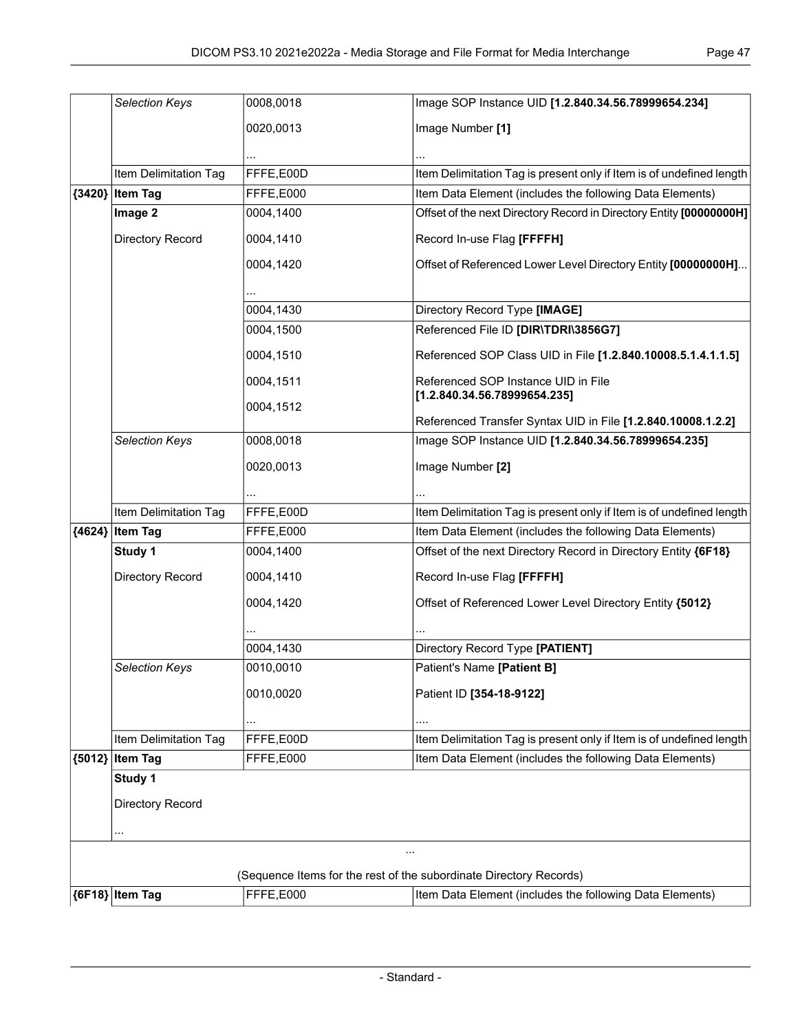| | | | |
|---|---|---|---|
| | *Selection Keys* | 0008,0018 | Image SOP Instance UID **[1.2.840.34.56.78999654.234]** |
| | | 0020,0013 | Image Number **[1]** |
| | | ... | ... |
| | Item Delimitation Tag | FFFE,E00D | Item Delimitation Tag is present only if Item is of undefined length |
| **{3420}** | **Item Tag** | FFFE,E000 | Item Data Element (includes the following Data Elements) |
| | **Image 2** | 0004,1400 | Offset of the next Directory Record in Directory Entity **[00000000H]** |
| | Directory Record | 0004,1410 | Record In-use Flag **[FFFFH]** |
| | | 0004,1420 | Offset of Referenced Lower Level Directory Entity **[00000000H]**... |
| | | ... | |
| | | 0004,1430 | Directory Record Type **[IMAGE]** |
| | | 0004,1500 | Referenced File ID **[DIR\TDRI\3856G7]** |
| | | 0004,1510 | Referenced SOP Class UID in File **[1.2.840.10008.5.1.4.1.1.5]** |
| | | 0004,1511 | Referenced SOP Instance UID in File **[1.2.840.34.56.78999654.235]** |
| | | 0004,1512 | Referenced Transfer Syntax UID in File **[1.2.840.10008.1.2.2]** |
| | *Selection Keys* | 0008,0018 | Image SOP Instance UID **[1.2.840.34.56.78999654.235]** |
| | | 0020,0013 | Image Number **[2]** |
| | | ... | ... |
| | Item Delimitation Tag | FFFE,E00D | Item Delimitation Tag is present only if Item is of undefined length |
| **{4624}** | **Item Tag** | FFFE,E000 | Item Data Element (includes the following Data Elements) |
| | **Study 1** | 0004,1400 | Offset of the next Directory Record in Directory Entity **{6F18}** |
| | Directory Record | 0004,1410 | Record In-use Flag **[FFFFH]** |
| | | 0004,1420 | Offset of Referenced Lower Level Directory Entity **{5012}** |
| | | ... | ... |
| | | 0004,1430 | Directory Record Type **[PATIENT]** |
| | *Selection Keys* | 0010,0010 | Patient's Name **[Patient B]** |
| | | 0010,0020 | Patient ID **[354-18-9122]** |
| | | ... | .... |
| | Item Delimitation Tag | FFFE,E00D | Item Delimitation Tag is present only if Item is of undefined length |
| **{5012}** | **Item Tag** | FFFE,E000 | Item Data Element (includes the following Data Elements) |
| | **Study 1** Directory Record ... | | |
| ... (Sequence Items for the rest of the subordinate Directory Records) | | | |
| **{6F18}** | **Item Tag** | FFFE,E000 | Item Data Element (includes the following Data Elements) |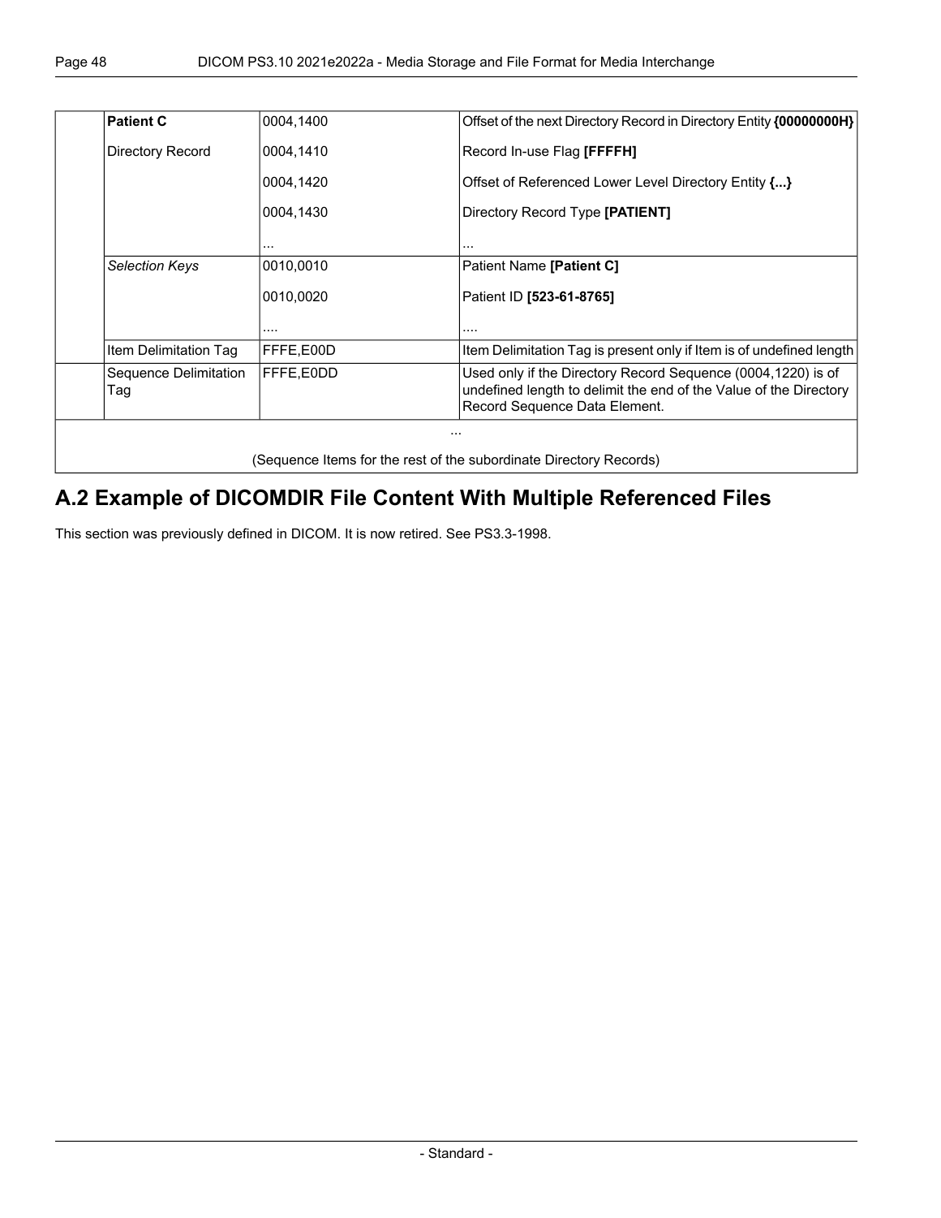| | | | |
|---|---|---|---|
| | **Patient C** | 0004,1400 | Offset of the next Directory Record in Directory Entity **{00000000H}** |
| | Directory Record | 0004,1410 | Record In-use Flag **[FFFFH]** |
| | | 0004,1420 | Offset of Referenced Lower Level Directory Entity **{...}** |
| | | 0004,1430 | Directory Record Type **[PATIENT]** |
| | | ... | ... |
| | *Selection Keys* | 0010,0010 | Patient Name **[Patient C]** |
| | | 0010,0020 | Patient ID **[523-61-8765]** |
| | | .... | .... |
| | Item Delimitation Tag | FFFE,E00D | Item Delimitation Tag is present only if Item is of undefined length |
| | Sequence Delimitation Tag | FFFE,E0DD | Used only if the Directory Record Sequence (0004,1220) is of undefined length to delimit the end of the Value of the Directory Record Sequence Data Element. |
| ... | | | |
| (Sequence Items for the rest of the subordinate Directory Records) | | | |

## A.2 Example of DICOMDIR File Content With Multiple Referenced Files

This section was previously defined in DICOM. It is now retired. See PS3.3-1998.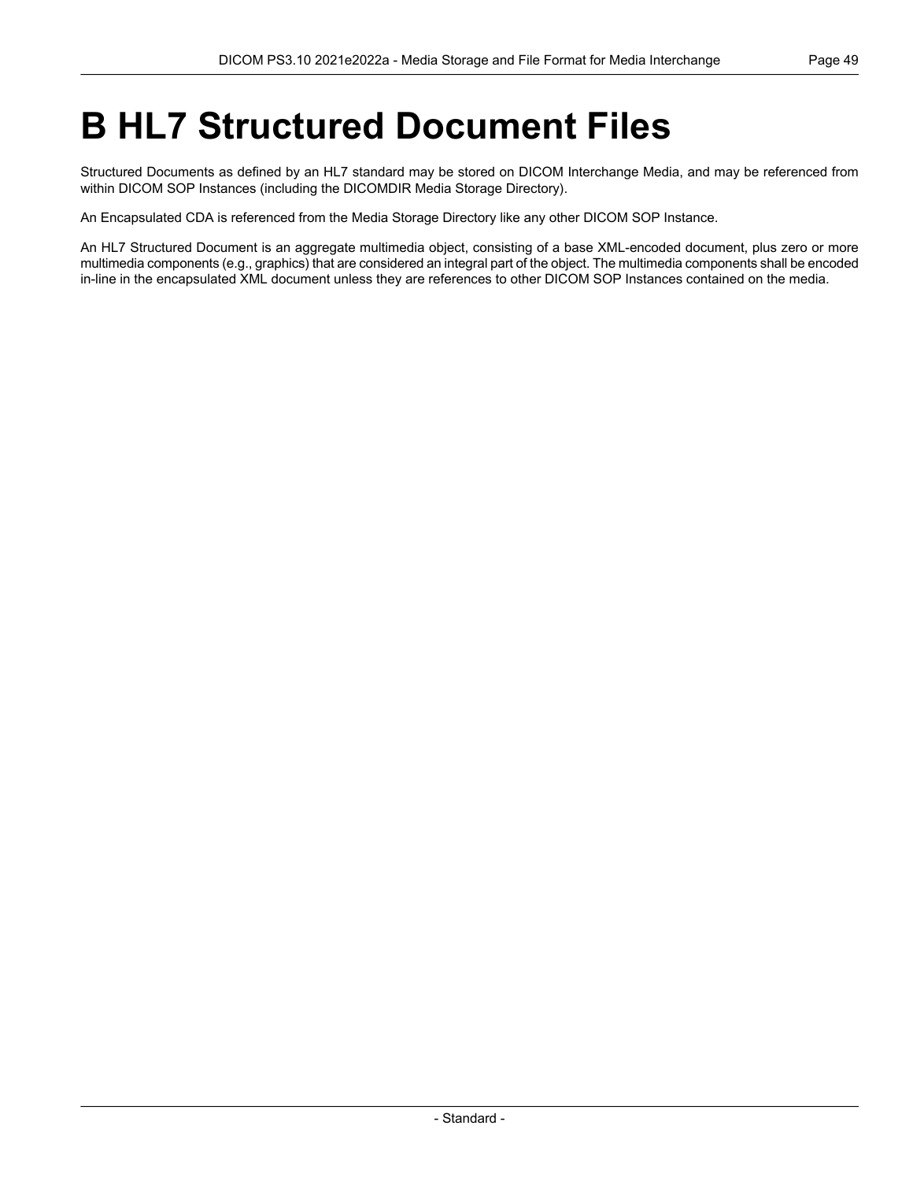# B HL7 Structured Document Files

Structured Documents as defined by an HL7 standard may be stored on DICOM Interchange Media, and may be referenced from within DICOM SOP Instances (including the DICOMDIR Media Storage Directory).

An Encapsulated CDA is referenced from the Media Storage Directory like any other DICOM SOP Instance.

An HL7 Structured Document is an aggregate multimedia object, consisting of a base XML-encoded document, plus zero or more multimedia components (e.g., graphics) that are considered an integral part of the object. The multimedia components shall be encoded in-line in the encapsulated XML document unless they are references to other DICOM SOP Instances contained on the media.